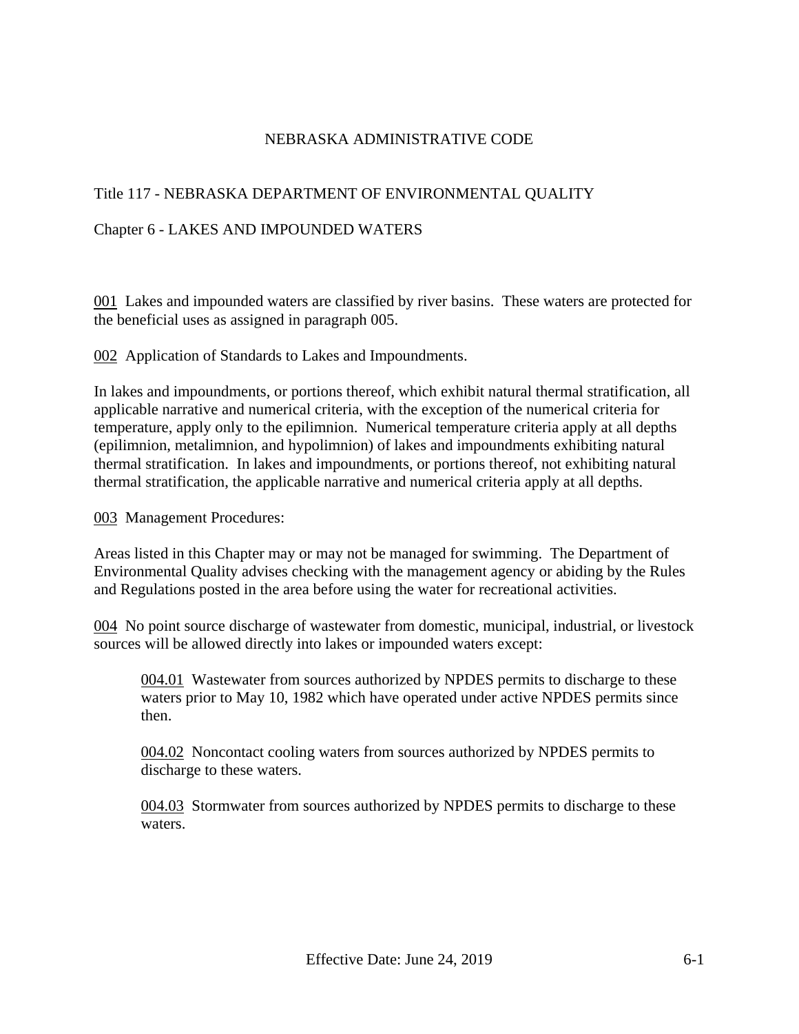# NEBRASKA ADMINISTRATIVE CODE

## Title 117 - NEBRASKA DEPARTMENT OF ENVIRONMENTAL QUALITY

## Chapter 6 - LAKES AND IMPOUNDED WATERS

001 Lakes and impounded waters are classified by river basins. These waters are protected for the beneficial uses as assigned in paragraph 005.

002 Application of Standards to Lakes and Impoundments.

In lakes and impoundments, or portions thereof, which exhibit natural thermal stratification, all applicable narrative and numerical criteria, with the exception of the numerical criteria for temperature, apply only to the epilimnion. Numerical temperature criteria apply at all depths (epilimnion, metalimnion, and hypolimnion) of lakes and impoundments exhibiting natural thermal stratification. In lakes and impoundments, or portions thereof, not exhibiting natural thermal stratification, the applicable narrative and numerical criteria apply at all depths.

003 Management Procedures:

Areas listed in this Chapter may or may not be managed for swimming. The Department of Environmental Quality advises checking with the management agency or abiding by the Rules and Regulations posted in the area before using the water for recreational activities.

004 No point source discharge of wastewater from domestic, municipal, industrial, or livestock sources will be allowed directly into lakes or impounded waters except:

> 004.01 Wastewater from sources authorized by NPDES permits to discharge to these waters prior to May 10, 1982 which have operated under active NPDES permits since then.
>
> 004.02 Noncontact cooling waters from sources authorized by NPDES permits to discharge to these waters.
>
> 004.03 Stormwater from sources authorized by NPDES permits to discharge to these waters.

Effective Date: June 24, 2019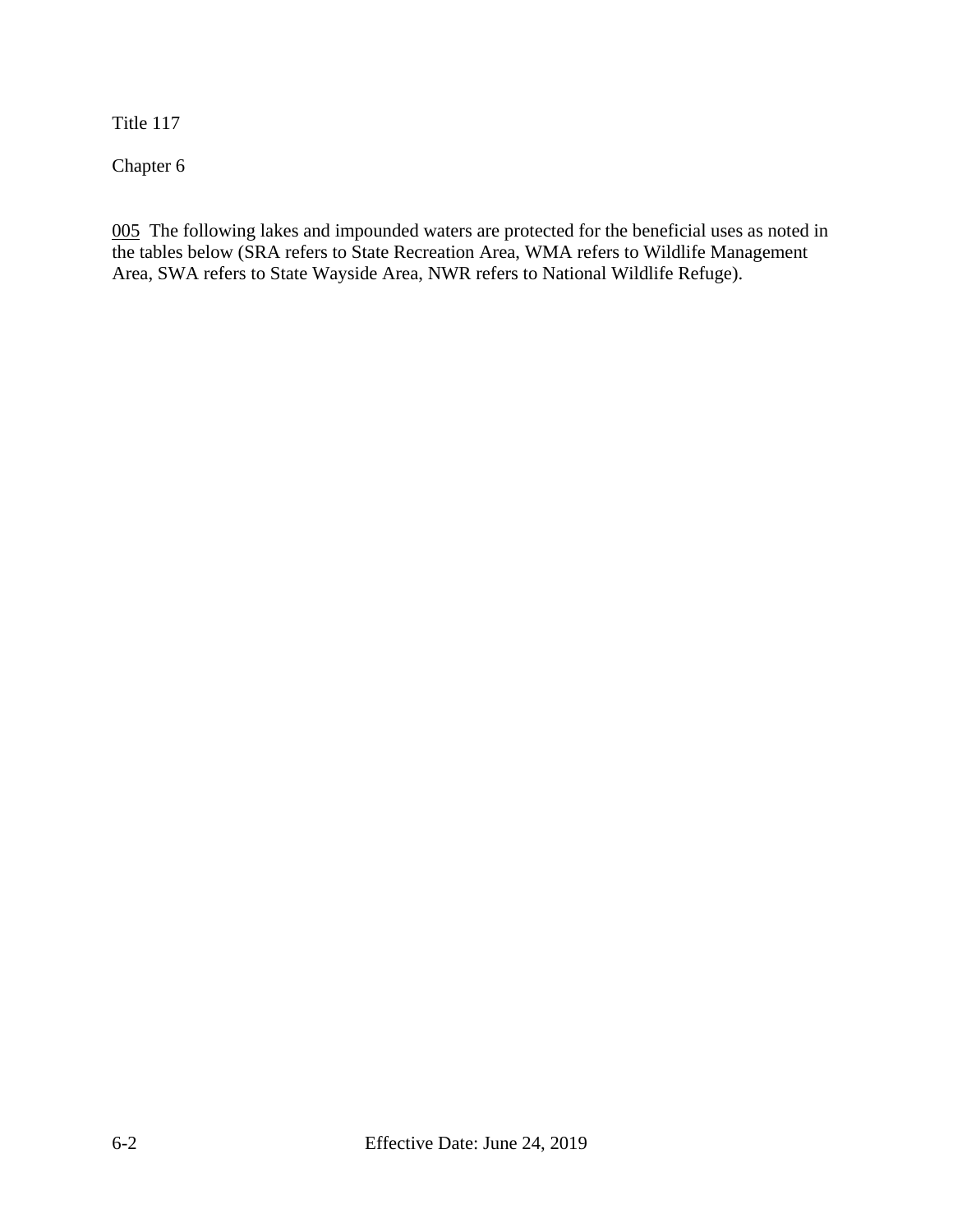005 The following lakes and impounded waters are protected for the beneficial uses as noted in the tables below (SRA refers to State Recreation Area, WMA refers to Wildlife Management Area, SWA refers to State Wayside Area, NWR refers to National Wildlife Refuge).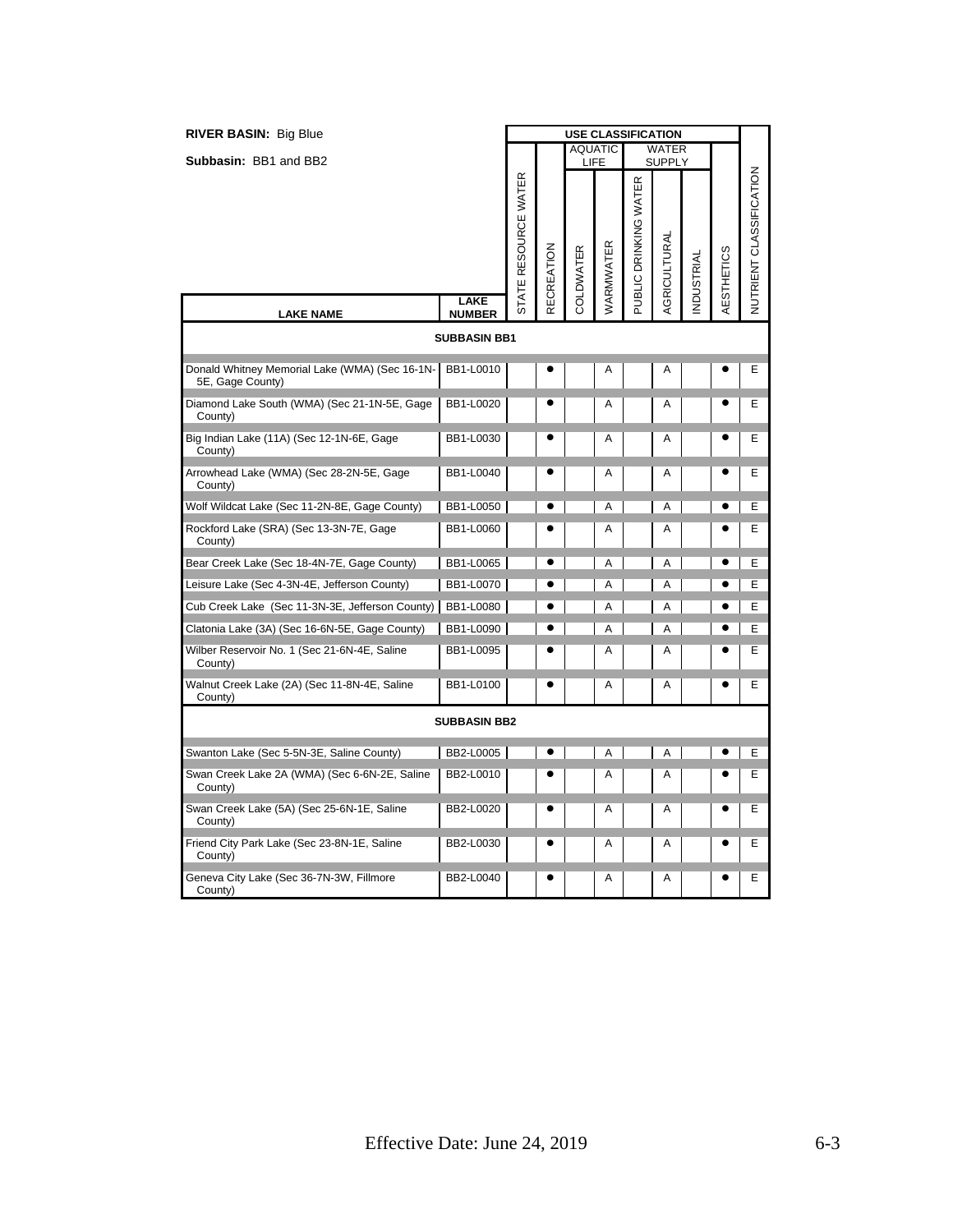**RIVER BASIN:** Big Blue

**Subbasin:** BB1 and BB2

| LAKE NAME | LAKE NUMBER | USE CLASSIFICATION | | | | | | | | | |
|---|---|---|---|---|---|---|---|---|---|---|---|
| | | | | AQUATIC LIFE | | WATER SUPPLY | | | | | |
| | | STATE RESOURCE WATER | RECREATION | COLDWATER | WARMWATER | PUBLIC DRINKING WATER | AGRICULTURAL | INDUSTRIAL | AESTHETICS | NUTRIENT CLASSIFICATION |
| **SUBBASIN BB1** | | | | | | | | | | | |
| Donald Whitney Memorial Lake (WMA) (Sec 16-1N-5E, Gage County) | BB1-L0010 | | ● | | A | | A | | ● | E |
| Diamond Lake South (WMA) (Sec 21-1N-5E, Gage County) | BB1-L0020 | | ● | | A | | A | | ● | E |
| Big Indian Lake (11A) (Sec 12-1N-6E, Gage County) | BB1-L0030 | | ● | | A | | A | | ● | E |
| Arrowhead Lake (WMA) (Sec 28-2N-5E, Gage County) | BB1-L0040 | | ● | | A | | A | | ● | E |
| Wolf Wildcat Lake (Sec 11-2N-8E, Gage County) | BB1-L0050 | | ● | | A | | A | | ● | E |
| Rockford Lake (SRA) (Sec 13-3N-7E, Gage County) | BB1-L0060 | | ● | | A | | A | | ● | E |
| Bear Creek Lake (Sec 18-4N-7E, Gage County) | BB1-L0065 | | ● | | A | | A | | ● | E |
| Leisure Lake (Sec 4-3N-4E, Jefferson County) | BB1-L0070 | | ● | | A | | A | | ● | E |
| Cub Creek Lake (Sec 11-3N-3E, Jefferson County) | BB1-L0080 | | ● | | A | | A | | ● | E |
| Clatonia Lake (3A) (Sec 16-6N-5E, Gage County) | BB1-L0090 | | ● | | A | | A | | ● | E |
| Wilber Reservoir No. 1 (Sec 21-6N-4E, Saline County) | BB1-L0095 | | ● | | A | | A | | ● | E |
| Walnut Creek Lake (2A) (Sec 11-8N-4E, Saline County) | BB1-L0100 | | ● | | A | | A | | ● | E |
| **SUBBASIN BB2** | | | | | | | | | | | |
| Swanton Lake (Sec 5-5N-3E, Saline County) | BB2-L0005 | | ● | | A | | A | | ● | E |
| Swan Creek Lake 2A (WMA) (Sec 6-6N-2E, Saline County) | BB2-L0010 | | ● | | A | | A | | ● | E |
| Swan Creek Lake (5A) (Sec 25-6N-1E, Saline County) | BB2-L0020 | | ● | | A | | A | | ● | E |
| Friend City Park Lake (Sec 23-8N-1E, Saline County) | BB2-L0030 | | ● | | A | | A | | ● | E |
| Geneva City Lake (Sec 36-7N-3W, Fillmore County) | BB2-L0040 | | ● | | A | | A | | ● | E |

Effective Date: June 24, 2019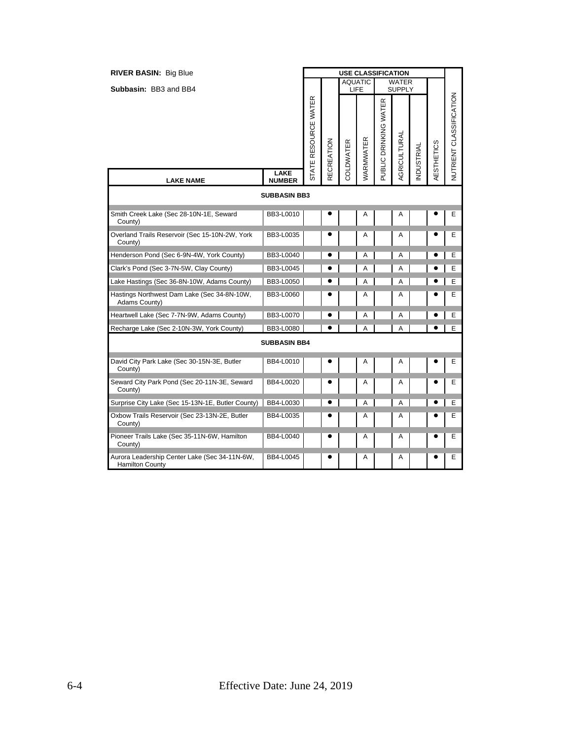**RIVER BASIN:** Big Blue

**Subbasin:** BB3 and BB4

| LAKE NAME | LAKE NUMBER | USE CLASSIFICATION | | | | | | | | NUTRIENT CLASSIFICATION |
|---|---|---|---|---|---|---|---|---|---|---|
| | | | | AQUATIC LIFE | | WATER SUPPLY | | | | |
| | | STATE RESOURCE WATER | RECREATION | COLDWATER | WARMWATER | PUBLIC DRINKING WATER | AGRICULTURAL | INDUSTRIAL | AESTHETICS | |
| **SUBBASIN BB3** | | | | | | | | | | |
| Smith Creek Lake (Sec 28-10N-1E, Seward County) | BB3-L0010 | | ● | | A | | A | | ● | E |
| Overland Trails Reservoir (Sec 15-10N-2W, York County) | BB3-L0035 | | ● | | A | | A | | ● | E |
| Henderson Pond (Sec 6-9N-4W, York County) | BB3-L0040 | | ● | | A | | A | | ● | E |
| Clark's Pond (Sec 3-7N-5W, Clay County) | BB3-L0045 | | ● | | A | | A | | ● | E |
| Lake Hastings (Sec 36-8N-10W, Adams County) | BB3-L0050 | | ● | | A | | A | | ● | E |
| Hastings Northwest Dam Lake (Sec 34-8N-10W, Adams County) | BB3-L0060 | | ● | | A | | A | | ● | E |
| Heartwell Lake (Sec 7-7N-9W, Adams County) | BB3-L0070 | | ● | | A | | A | | ● | E |
| Recharge Lake (Sec 2-10N-3W, York County) | BB3-L0080 | | ● | | A | | A | | ● | E |
| **SUBBASIN BB4** | | | | | | | | | | |
| David City Park Lake (Sec 30-15N-3E, Butler County) | BB4-L0010 | | ● | | A | | A | | ● | E |
| Seward City Park Pond (Sec 20-11N-3E, Seward County) | BB4-L0020 | | ● | | A | | A | | ● | E |
| Surprise City Lake (Sec 15-13N-1E, Butler County) | BB4-L0030 | | ● | | A | | A | | ● | E |
| Oxbow Trails Reservoir (Sec 23-13N-2E, Butler County) | BB4-L0035 | | ● | | A | | A | | ● | E |
| Pioneer Trails Lake (Sec 35-11N-6W, Hamilton County) | BB4-L0040 | | ● | | A | | A | | ● | E |
| Aurora Leadership Center Lake (Sec 34-11N-6W, Hamilton County | BB4-L0045 | | ● | | A | | A | | ● | E |

Effective Date: June 24, 2019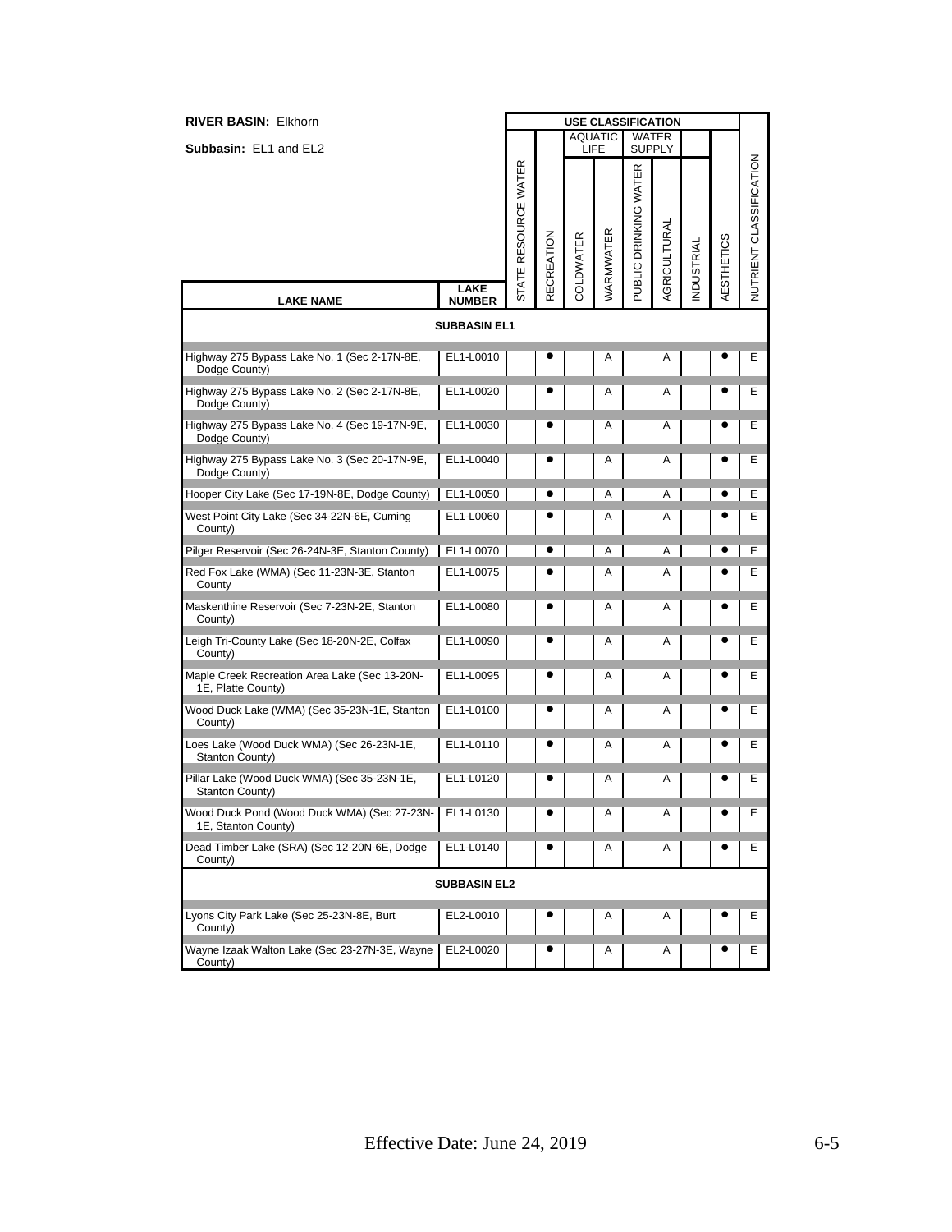**RIVER BASIN:** Elkhorn

**Subbasin:** EL1 and EL2

| LAKE NAME | LAKE NUMBER | USE CLASSIFICATION | | | | | | | | | NUTRIENT CLASSIFICATION |
|---|---|---|---|---|---|---|---|---|---|---|---|
| | | | | AQUATIC LIFE | | WATER SUPPLY | | | | | |
| | | STATE RESOURCE WATER | RECREATION | COLDWATER | WARMWATER | PUBLIC DRINKING WATER | AGRICULTURAL | INDUSTRIAL | AESTHETICS | | |
| **SUBBASIN EL1** | | | | | | | | | | | |
| Highway 275 Bypass Lake No. 1 (Sec 2-17N-8E, Dodge County) | EL1-L0010 | | ● | | A | | A | | ● | | E |
| Highway 275 Bypass Lake No. 2 (Sec 2-17N-8E, Dodge County) | EL1-L0020 | | ● | | A | | A | | ● | | E |
| Highway 275 Bypass Lake No. 4 (Sec 19-17N-9E, Dodge County) | EL1-L0030 | | ● | | A | | A | | ● | | E |
| Highway 275 Bypass Lake No. 3 (Sec 20-17N-9E, Dodge County) | EL1-L0040 | | ● | | A | | A | | ● | | E |
| Hooper City Lake (Sec 17-19N-8E, Dodge County) | EL1-L0050 | | ● | | A | | A | | ● | | E |
| West Point City Lake (Sec 34-22N-6E, Cuming County) | EL1-L0060 | | ● | | A | | A | | ● | | E |
| Pilger Reservoir (Sec 26-24N-3E, Stanton County) | EL1-L0070 | | ● | | A | | A | | ● | | E |
| Red Fox Lake (WMA) (Sec 11-23N-3E, Stanton County | EL1-L0075 | | ● | | A | | A | | ● | | E |
| Maskenthine Reservoir (Sec 7-23N-2E, Stanton County) | EL1-L0080 | | ● | | A | | A | | ● | | E |
| Leigh Tri-County Lake (Sec 18-20N-2E, Colfax County) | EL1-L0090 | | ● | | A | | A | | ● | | E |
| Maple Creek Recreation Area Lake (Sec 13-20N-1E, Platte County) | EL1-L0095 | | ● | | A | | A | | ● | | E |
| Wood Duck Lake (WMA) (Sec 35-23N-1E, Stanton County) | EL1-L0100 | | ● | | A | | A | | ● | | E |
| Loes Lake (Wood Duck WMA) (Sec 26-23N-1E, Stanton County) | EL1-L0110 | | ● | | A | | A | | ● | | E |
| Pillar Lake (Wood Duck WMA) (Sec 35-23N-1E, Stanton County) | EL1-L0120 | | ● | | A | | A | | ● | | E |
| Wood Duck Pond (Wood Duck WMA) (Sec 27-23N-1E, Stanton County) | EL1-L0130 | | ● | | A | | A | | ● | | E |
| Dead Timber Lake (SRA) (Sec 12-20N-6E, Dodge County) | EL1-L0140 | | ● | | A | | A | | ● | | E |
| **SUBBASIN EL2** | | | | | | | | | | | |
| Lyons City Park Lake (Sec 25-23N-8E, Burt County) | EL2-L0010 | | ● | | A | | A | | ● | | E |
| Wayne Izaak Walton Lake (Sec 23-27N-3E, Wayne County) | EL2-L0020 | | ● | | A | | A | | ● | | E |

Effective Date: June 24, 2019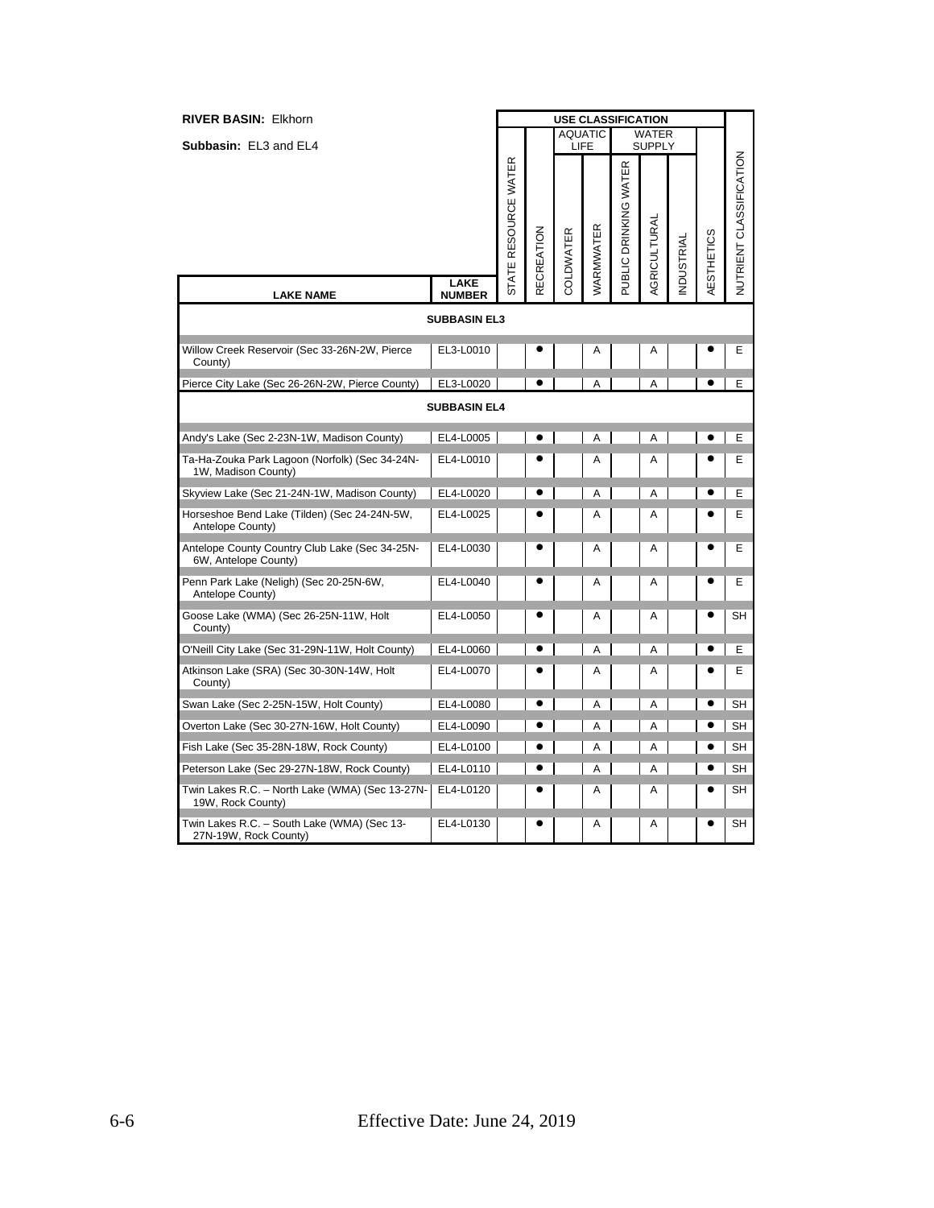**RIVER BASIN:** Elkhorn

**Subbasin:** EL3 and EL4

| LAKE NAME | LAKE NUMBER | STATE RESOURCE WATER | RECREATION | AQUATIC LIFE: COLDWATER | AQUATIC LIFE: WARMWATER | WATER SUPPLY: PUBLIC DRINKING WATER | WATER SUPPLY: AGRICULTURAL | WATER SUPPLY: INDUSTRIAL | AESTHETICS | NUTRIENT CLASSIFICATION |
|---|---|---|---|---|---|---|---|---|---|---|
| **SUBBASIN EL3** | | | | | | | | | | |
| Willow Creek Reservoir (Sec 33-26N-2W, Pierce County) | EL3-L0010 | | ● | | A | | A | | ● | E |
| Pierce City Lake (Sec 26-26N-2W, Pierce County) | EL3-L0020 | | ● | | A | | A | | ● | E |
| **SUBBASIN EL4** | | | | | | | | | | |
| Andy's Lake (Sec 2-23N-1W, Madison County) | EL4-L0005 | | ● | | A | | A | | ● | E |
| Ta-Ha-Zouka Park Lagoon (Norfolk) (Sec 34-24N-1W, Madison County) | EL4-L0010 | | ● | | A | | A | | ● | E |
| Skyview Lake (Sec 21-24N-1W, Madison County) | EL4-L0020 | | ● | | A | | A | | ● | E |
| Horseshoe Bend Lake (Tilden) (Sec 24-24N-5W, Antelope County) | EL4-L0025 | | ● | | A | | A | | ● | E |
| Antelope County Country Club Lake (Sec 34-25N-6W, Antelope County) | EL4-L0030 | | ● | | A | | A | | ● | E |
| Penn Park Lake (Neligh) (Sec 20-25N-6W, Antelope County) | EL4-L0040 | | ● | | A | | A | | ● | E |
| Goose Lake (WMA) (Sec 26-25N-11W, Holt County) | EL4-L0050 | | ● | | A | | A | | ● | SH |
| O'Neill City Lake (Sec 31-29N-11W, Holt County) | EL4-L0060 | | ● | | A | | A | | ● | E |
| Atkinson Lake (SRA) (Sec 30-30N-14W, Holt County) | EL4-L0070 | | ● | | A | | A | | ● | E |
| Swan Lake (Sec 2-25N-15W, Holt County) | EL4-L0080 | | ● | | A | | A | | ● | SH |
| Overton Lake (Sec 30-27N-16W, Holt County) | EL4-L0090 | | ● | | A | | A | | ● | SH |
| Fish Lake (Sec 35-28N-18W, Rock County) | EL4-L0100 | | ● | | A | | A | | ● | SH |
| Peterson Lake (Sec 29-27N-18W, Rock County) | EL4-L0110 | | ● | | A | | A | | ● | SH |
| Twin Lakes R.C. – North Lake (WMA) (Sec 13-27N-19W, Rock County) | EL4-L0120 | | ● | | A | | A | | ● | SH |
| Twin Lakes R.C. – South Lake (WMA) (Sec 13-27N-19W, Rock County) | EL4-L0130 | | ● | | A | | A | | ● | SH |

Effective Date: June 24, 2019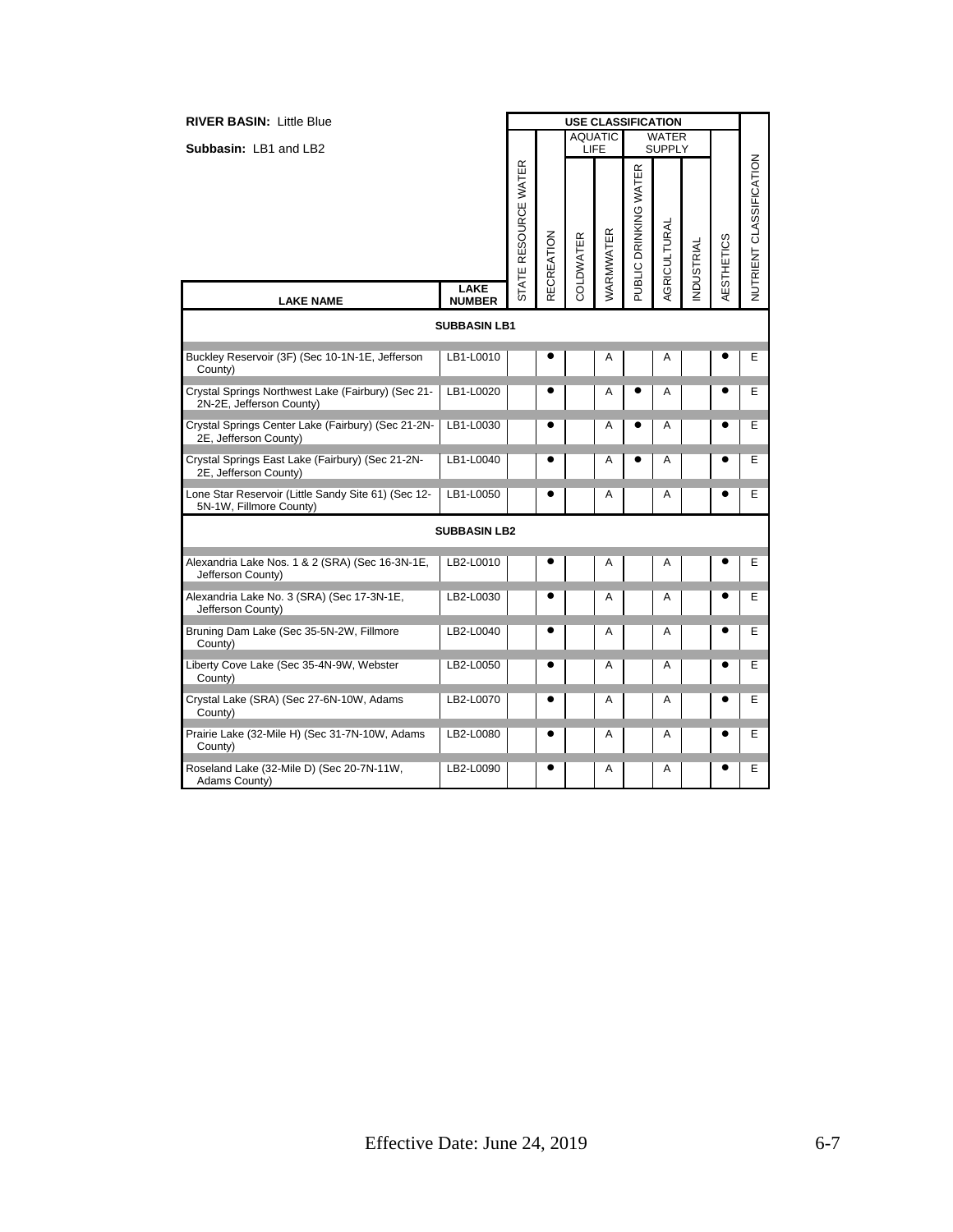**RIVER BASIN:** Little Blue

**Subbasin:** LB1 and LB2

| LAKE NAME | LAKE NUMBER | STATE RESOURCE WATER | RECREATION | AQUATIC LIFE: COLDWATER | AQUATIC LIFE: WARMWATER | WATER SUPPLY: PUBLIC DRINKING WATER | WATER SUPPLY: AGRICULTURAL | WATER SUPPLY: INDUSTRIAL | AESTHETICS | NUTRIENT CLASSIFICATION |
|---|---|---|---|---|---|---|---|---|---|---|
| **SUBBASIN LB1** | | | | | | | | | | |
| Buckley Reservoir (3F) (Sec 10-1N-1E, Jefferson County) | LB1-L0010 | | ● | | A | | A | | ● | E |
| Crystal Springs Northwest Lake (Fairbury) (Sec 21-2N-2E, Jefferson County) | LB1-L0020 | | ● | | A | ● | A | | ● | E |
| Crystal Springs Center Lake (Fairbury) (Sec 21-2N-2E, Jefferson County) | LB1-L0030 | | ● | | A | ● | A | | ● | E |
| Crystal Springs East Lake (Fairbury) (Sec 21-2N-2E, Jefferson County) | LB1-L0040 | | ● | | A | ● | A | | ● | E |
| Lone Star Reservoir (Little Sandy Site 61) (Sec 12-5N-1W, Fillmore County) | LB1-L0050 | | ● | | A | | A | | ● | E |
| **SUBBASIN LB2** | | | | | | | | | | |
| Alexandria Lake Nos. 1 & 2 (SRA) (Sec 16-3N-1E, Jefferson County) | LB2-L0010 | | ● | | A | | A | | ● | E |
| Alexandria Lake No. 3 (SRA) (Sec 17-3N-1E, Jefferson County) | LB2-L0030 | | ● | | A | | A | | ● | E |
| Bruning Dam Lake (Sec 35-5N-2W, Fillmore County) | LB2-L0040 | | ● | | A | | A | | ● | E |
| Liberty Cove Lake (Sec 35-4N-9W, Webster County) | LB2-L0050 | | ● | | A | | A | | ● | E |
| Crystal Lake (SRA) (Sec 27-6N-10W, Adams County) | LB2-L0070 | | ● | | A | | A | | ● | E |
| Prairie Lake (32-Mile H) (Sec 31-7N-10W, Adams County) | LB2-L0080 | | ● | | A | | A | | ● | E |
| Roseland Lake (32-Mile D) (Sec 20-7N-11W, Adams County) | LB2-L0090 | | ● | | A | | A | | ● | E |

Effective Date: June 24, 2019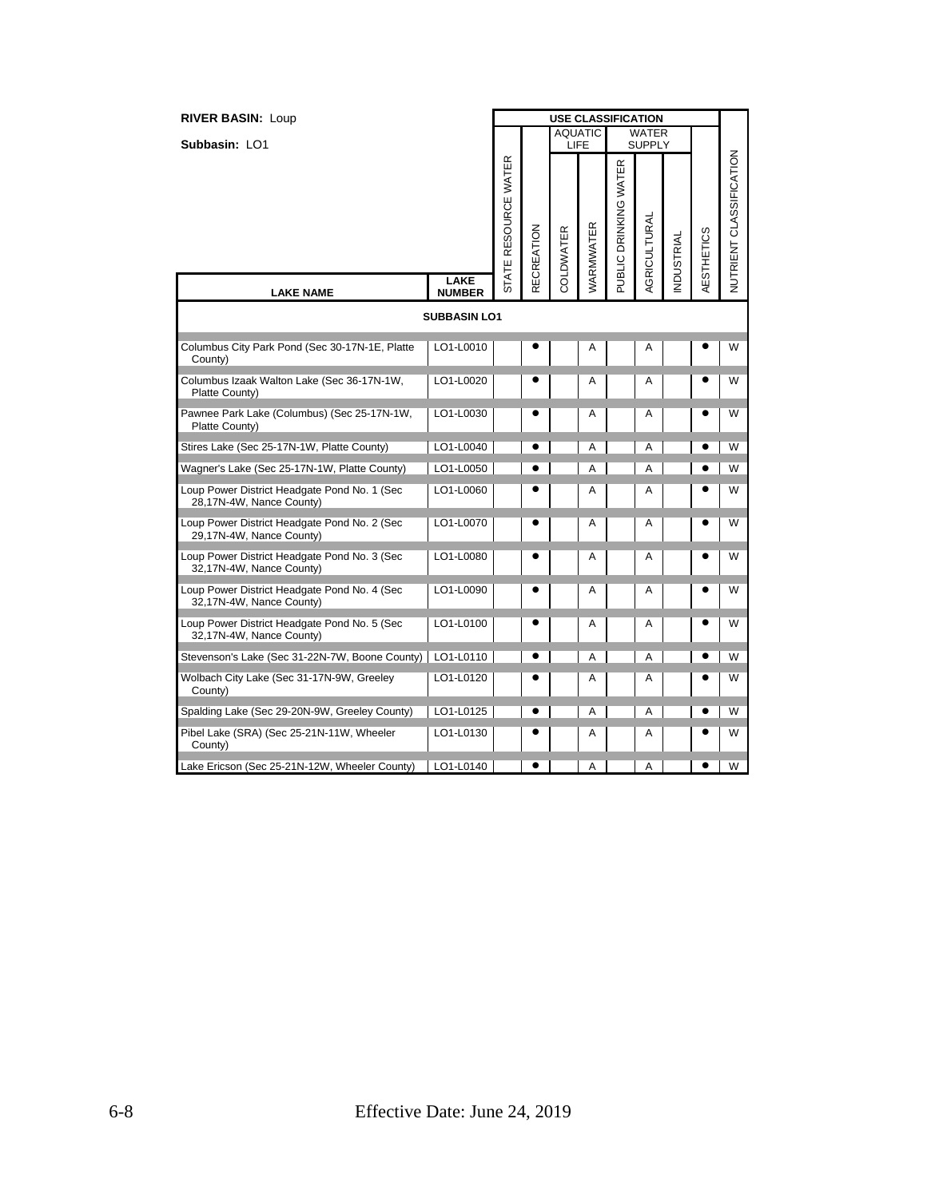**RIVER BASIN:** Loup

**Subbasin:** LO1

| LAKE NAME | LAKE NUMBER | USE CLASSIFICATION | | | | | | | | NUTRIENT CLASSIFICATION |
|---|---|---|---|---|---|---|---|---|---|---|
| | | | | AQUATIC LIFE | | WATER SUPPLY | | | | |
| | | STATE RESOURCE WATER | RECREATION | COLDWATER | WARMWATER | PUBLIC DRINKING WATER | AGRICULTURAL | INDUSTRIAL | AESTHETICS | |
| **SUBBASIN LO1** | | | | | | | | | | |
| Columbus City Park Pond (Sec 30-17N-1E, Platte County) | LO1-L0010 | | ● | | A | | A | | ● | W |
| Columbus Izaak Walton Lake (Sec 36-17N-1W, Platte County) | LO1-L0020 | | ● | | A | | A | | ● | W |
| Pawnee Park Lake (Columbus) (Sec 25-17N-1W, Platte County) | LO1-L0030 | | ● | | A | | A | | ● | W |
| Stires Lake (Sec 25-17N-1W, Platte County) | LO1-L0040 | | ● | | A | | A | | ● | W |
| Wagner's Lake (Sec 25-17N-1W, Platte County) | LO1-L0050 | | ● | | A | | A | | ● | W |
| Loup Power District Headgate Pond No. 1 (Sec 28,17N-4W, Nance County) | LO1-L0060 | | ● | | A | | A | | ● | W |
| Loup Power District Headgate Pond No. 2 (Sec 29,17N-4W, Nance County) | LO1-L0070 | | ● | | A | | A | | ● | W |
| Loup Power District Headgate Pond No. 3 (Sec 32,17N-4W, Nance County) | LO1-L0080 | | ● | | A | | A | | ● | W |
| Loup Power District Headgate Pond No. 4 (Sec 32,17N-4W, Nance County) | LO1-L0090 | | ● | | A | | A | | ● | W |
| Loup Power District Headgate Pond No. 5 (Sec 32,17N-4W, Nance County) | LO1-L0100 | | ● | | A | | A | | ● | W |
| Stevenson's Lake (Sec 31-22N-7W, Boone County) | LO1-L0110 | | ● | | A | | A | | ● | W |
| Wolbach City Lake (Sec 31-17N-9W, Greeley County) | LO1-L0120 | | ● | | A | | A | | ● | W |
| Spalding Lake (Sec 29-20N-9W, Greeley County) | LO1-L0125 | | ● | | A | | A | | ● | W |
| Pibel Lake (SRA) (Sec 25-21N-11W, Wheeler County) | LO1-L0130 | | ● | | A | | A | | ● | W |
| Lake Ericson (Sec 25-21N-12W, Wheeler County) | LO1-L0140 | | ● | | A | | A | | ● | W |

Effective Date: June 24, 2019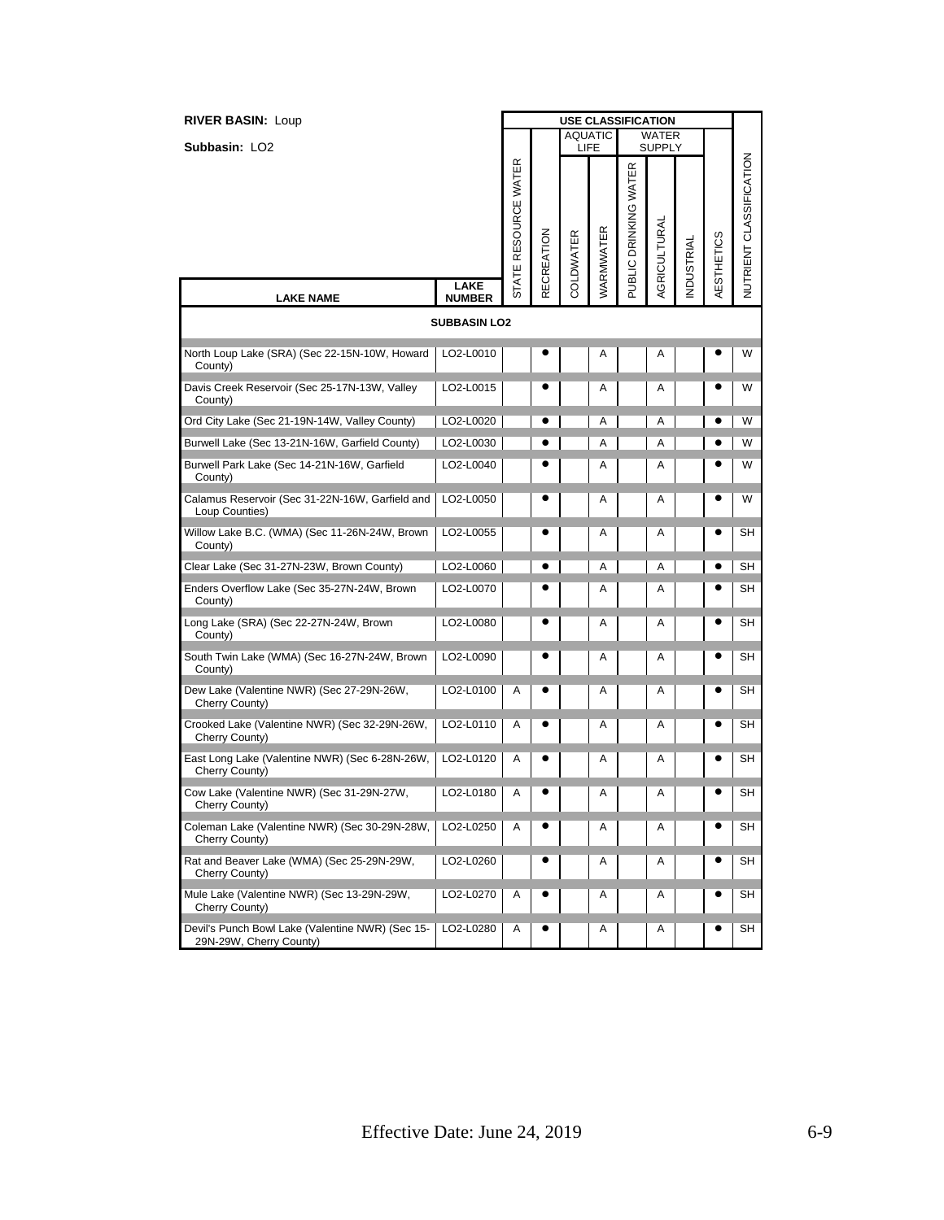**RIVER BASIN:** Loup

**Subbasin:** LO2

| LAKE NAME | LAKE NUMBER | USE CLASSIFICATION | | AQUATIC LIFE | | WATER SUPPLY | | | | |
|---|---|---|---|---|---|---|---|---|---|---|
| | | STATE RESOURCE WATER | RECREATION | COLDWATER | WARMWATER | PUBLIC DRINKING WATER | AGRICULTURAL | INDUSTRIAL | AESTHETICS | NUTRIENT CLASSIFICATION |
| **SUBBASIN LO2** | | | | | | | | | | |
| North Loup Lake (SRA) (Sec 22-15N-10W, Howard County) | LO2-L0010 | | ● | | A | | A | | ● | W |
| Davis Creek Reservoir (Sec 25-17N-13W, Valley County) | LO2-L0015 | | ● | | A | | A | | ● | W |
| Ord City Lake (Sec 21-19N-14W, Valley County) | LO2-L0020 | | ● | | A | | A | | ● | W |
| Burwell Lake (Sec 13-21N-16W, Garfield County) | LO2-L0030 | | ● | | A | | A | | ● | W |
| Burwell Park Lake (Sec 14-21N-16W, Garfield County) | LO2-L0040 | | ● | | A | | A | | ● | W |
| Calamus Reservoir (Sec 31-22N-16W, Garfield and Loup Counties) | LO2-L0050 | | ● | | A | | A | | ● | W |
| Willow Lake B.C. (WMA) (Sec 11-26N-24W, Brown County) | LO2-L0055 | | ● | | A | | A | | ● | SH |
| Clear Lake (Sec 31-27N-23W, Brown County) | LO2-L0060 | | ● | | A | | A | | ● | SH |
| Enders Overflow Lake (Sec 35-27N-24W, Brown County) | LO2-L0070 | | ● | | A | | A | | ● | SH |
| Long Lake (SRA) (Sec 22-27N-24W, Brown County) | LO2-L0080 | | ● | | A | | A | | ● | SH |
| South Twin Lake (WMA) (Sec 16-27N-24W, Brown County) | LO2-L0090 | | ● | | A | | A | | ● | SH |
| Dew Lake (Valentine NWR) (Sec 27-29N-26W, Cherry County) | LO2-L0100 | A | ● | | A | | A | | ● | SH |
| Crooked Lake (Valentine NWR) (Sec 32-29N-26W, Cherry County) | LO2-L0110 | A | ● | | A | | A | | ● | SH |
| East Long Lake (Valentine NWR) (Sec 6-28N-26W, Cherry County) | LO2-L0120 | A | ● | | A | | A | | ● | SH |
| Cow Lake (Valentine NWR) (Sec 31-29N-27W, Cherry County) | LO2-L0180 | A | ● | | A | | A | | ● | SH |
| Coleman Lake (Valentine NWR) (Sec 30-29N-28W, Cherry County) | LO2-L0250 | A | ● | | A | | A | | ● | SH |
| Rat and Beaver Lake (WMA) (Sec 25-29N-29W, Cherry County) | LO2-L0260 | | ● | | A | | A | | ● | SH |
| Mule Lake (Valentine NWR) (Sec 13-29N-29W, Cherry County) | LO2-L0270 | A | ● | | A | | A | | ● | SH |
| Devil's Punch Bowl Lake (Valentine NWR) (Sec 15-29N-29W, Cherry County) | LO2-L0280 | A | ● | | A | | A | | ● | SH |

Effective Date: June 24, 2019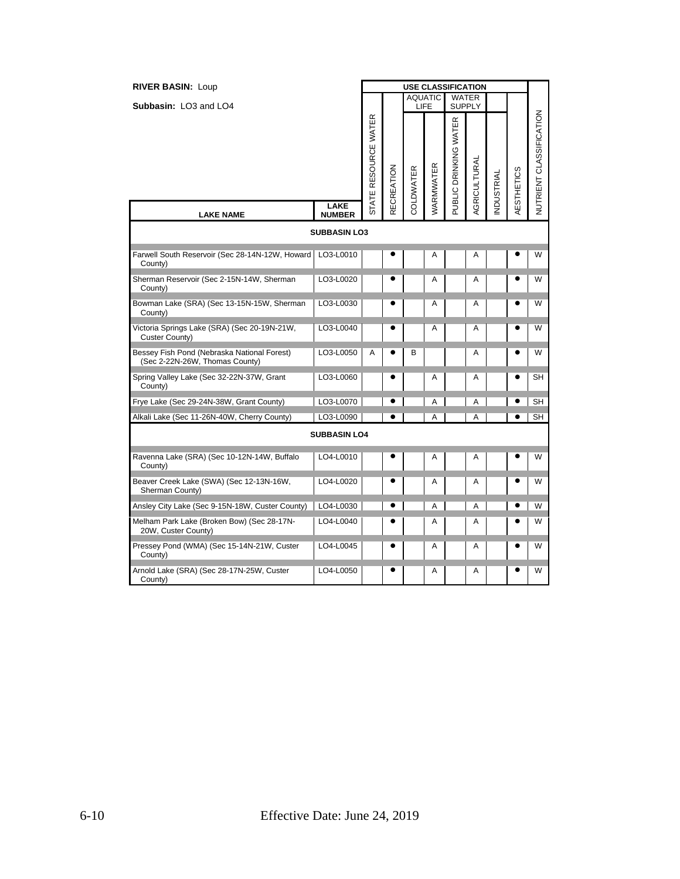**RIVER BASIN:** Loup

**Subbasin:** LO3 and LO4

| LAKE NAME | LAKE NUMBER | STATE RESOURCE WATER | RECREATION | AQUATIC LIFE: COLDWATER | AQUATIC LIFE: WARMWATER | WATER SUPPLY: PUBLIC DRINKING WATER | WATER SUPPLY: AGRICULTURAL | INDUSTRIAL | AESTHETICS | NUTRIENT CLASSIFICATION |
|---|---|---|---|---|---|---|---|---|---|---|
| **SUBBASIN LO3** | | | | | | | | | | |
| Farwell South Reservoir (Sec 28-14N-12W, Howard County) | LO3-L0010 | | ● | | A | | A | | ● | W |
| Sherman Reservoir (Sec 2-15N-14W, Sherman County) | LO3-L0020 | | ● | | A | | A | | ● | W |
| Bowman Lake (SRA) (Sec 13-15N-15W, Sherman County) | LO3-L0030 | | ● | | A | | A | | ● | W |
| Victoria Springs Lake (SRA) (Sec 20-19N-21W, Custer County) | LO3-L0040 | | ● | | A | | A | | ● | W |
| Bessey Fish Pond (Nebraska National Forest) (Sec 2-22N-26W, Thomas County) | LO3-L0050 | A | ● | B | | | A | | ● | W |
| Spring Valley Lake (Sec 32-22N-37W, Grant County) | LO3-L0060 | | ● | | A | | A | | ● | SH |
| Frye Lake (Sec 29-24N-38W, Grant County) | LO3-L0070 | | ● | | A | | A | | ● | SH |
| Alkali Lake (Sec 11-26N-40W, Cherry County) | LO3-L0090 | | ● | | A | | A | | ● | SH |
| **SUBBASIN LO4** | | | | | | | | | | |
| Ravenna Lake (SRA) (Sec 10-12N-14W, Buffalo County) | LO4-L0010 | | ● | | A | | A | | ● | W |
| Beaver Creek Lake (SWA) (Sec 12-13N-16W, Sherman County) | LO4-L0020 | | ● | | A | | A | | ● | W |
| Ansley City Lake (Sec 9-15N-18W, Custer County) | LO4-L0030 | | ● | | A | | A | | ● | W |
| Melham Park Lake (Broken Bow) (Sec 28-17N-20W, Custer County) | LO4-L0040 | | ● | | A | | A | | ● | W |
| Pressey Pond (WMA) (Sec 15-14N-21W, Custer County) | LO4-L0045 | | ● | | A | | A | | ● | W |
| Arnold Lake (SRA) (Sec 28-17N-25W, Custer County) | LO4-L0050 | | ● | | A | | A | | ● | W |

Effective Date: June 24, 2019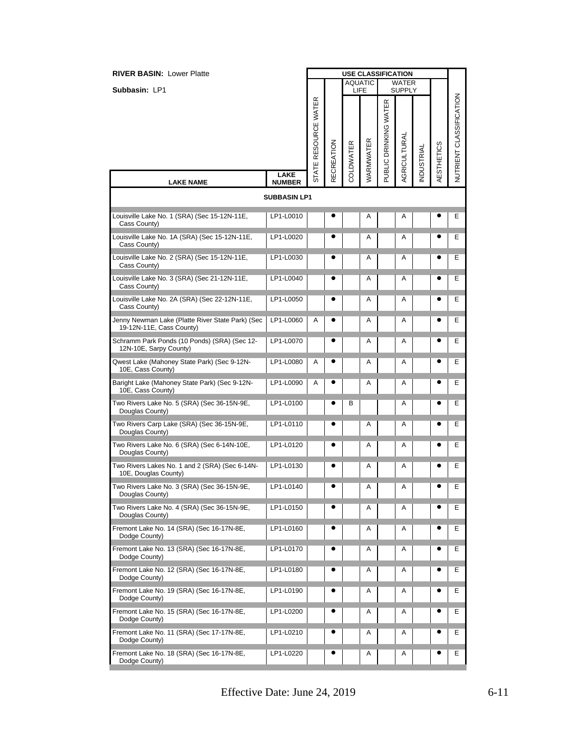**RIVER BASIN:** Lower Platte

**Subbasin:** LP1

| LAKE NAME | LAKE NUMBER | STATE RESOURCE WATER | RECREATION | AQUATIC LIFE: COLDWATER | AQUATIC LIFE: WARMWATER | WATER SUPPLY: PUBLIC DRINKING WATER | WATER SUPPLY: AGRICULTURAL | WATER SUPPLY: INDUSTRIAL | AESTHETICS | NUTRIENT CLASSIFICATION |
|---|---|---|---|---|---|---|---|---|---|---|
| **SUBBASIN LP1** | | | | | | | | | | |
| Louisville Lake No. 1 (SRA) (Sec 15-12N-11E, Cass County) | LP1-L0010 | | ● | | A | | A | | ● | E |
| Louisville Lake No. 1A (SRA) (Sec 15-12N-11E, Cass County) | LP1-L0020 | | ● | | A | | A | | ● | E |
| Louisville Lake No. 2 (SRA) (Sec 15-12N-11E, Cass County) | LP1-L0030 | | ● | | A | | A | | ● | E |
| Louisville Lake No. 3 (SRA) (Sec 21-12N-11E, Cass County) | LP1-L0040 | | ● | | A | | A | | ● | E |
| Louisville Lake No. 2A (SRA) (Sec 22-12N-11E, Cass County) | LP1-L0050 | | ● | | A | | A | | ● | E |
| Jenny Newman Lake (Platte River State Park) (Sec 19-12N-11E, Cass County) | LP1-L0060 | A | ● | | A | | A | | ● | E |
| Schramm Park Ponds (10 Ponds) (SRA) (Sec 12-12N-10E, Sarpy County) | LP1-L0070 | | ● | | A | | A | | ● | E |
| Qwest Lake (Mahoney State Park) (Sec 9-12N-10E, Cass County) | LP1-L0080 | A | ● | | A | | A | | ● | E |
| Baright Lake (Mahoney State Park) (Sec 9-12N-10E, Cass County) | LP1-L0090 | A | ● | | A | | A | | ● | E |
| Two Rivers Lake No. 5 (SRA) (Sec 36-15N-9E, Douglas County) | LP1-L0100 | | ● | B | | | A | | ● | E |
| Two Rivers Carp Lake (SRA) (Sec 36-15N-9E, Douglas County) | LP1-L0110 | | ● | | A | | A | | ● | E |
| Two Rivers Lake No. 6 (SRA) (Sec 6-14N-10E, Douglas County) | LP1-L0120 | | ● | | A | | A | | ● | E |
| Two Rivers Lakes No. 1 and 2 (SRA) (Sec 6-14N-10E, Douglas County) | LP1-L0130 | | ● | | A | | A | | ● | E |
| Two Rivers Lake No. 3 (SRA) (Sec 36-15N-9E, Douglas County) | LP1-L0140 | | ● | | A | | A | | ● | E |
| Two Rivers Lake No. 4 (SRA) (Sec 36-15N-9E, Douglas County) | LP1-L0150 | | ● | | A | | A | | ● | E |
| Fremont Lake No. 14 (SRA) (Sec 16-17N-8E, Dodge County) | LP1-L0160 | | ● | | A | | A | | ● | E |
| Fremont Lake No. 13 (SRA) (Sec 16-17N-8E, Dodge County) | LP1-L0170 | | ● | | A | | A | | ● | E |
| Fremont Lake No. 12 (SRA) (Sec 16-17N-8E, Dodge County) | LP1-L0180 | | ● | | A | | A | | ● | E |
| Fremont Lake No. 19 (SRA) (Sec 16-17N-8E, Dodge County) | LP1-L0190 | | ● | | A | | A | | ● | E |
| Fremont Lake No. 15 (SRA) (Sec 16-17N-8E, Dodge County) | LP1-L0200 | | ● | | A | | A | | ● | E |
| Fremont Lake No. 11 (SRA) (Sec 17-17N-8E, Dodge County) | LP1-L0210 | | ● | | A | | A | | ● | E |
| Fremont Lake No. 18 (SRA) (Sec 16-17N-8E, Dodge County) | LP1-L0220 | | ● | | A | | A | | ● | E |

Effective Date: June 24, 2019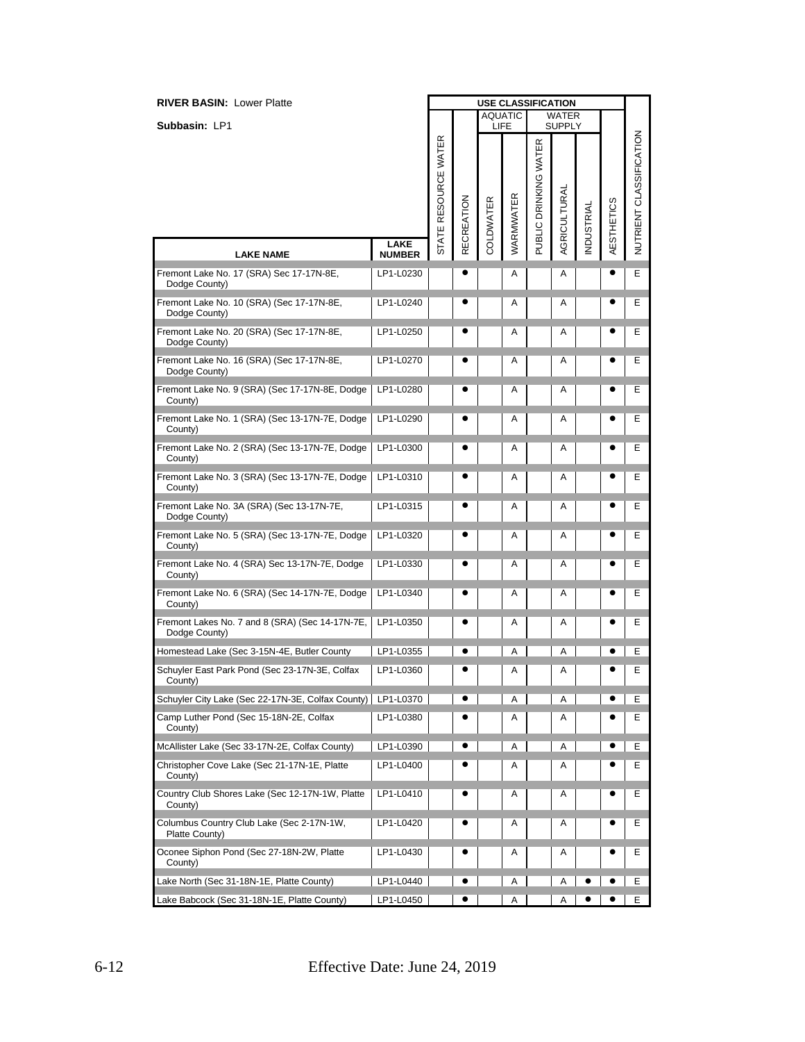**RIVER BASIN:** Lower Platte

**Subbasin:** LP1

| LAKE NAME | LAKE NUMBER | STATE RESOURCE WATER | RECREATION | AQUATIC LIFE: COLDWATER | AQUATIC LIFE: WARMWATER | WATER SUPPLY: PUBLIC DRINKING WATER | WATER SUPPLY: AGRICULTURAL | WATER SUPPLY: INDUSTRIAL | AESTHETICS | NUTRIENT CLASSIFICATION |
|---|---|---|---|---|---|---|---|---|---|---|
| Fremont Lake No. 17 (SRA) Sec 17-17N-8E, Dodge County) | LP1-L0230 | | ● | | A | | A | | ● | E |
| Fremont Lake No. 10 (SRA) (Sec 17-17N-8E, Dodge County) | LP1-L0240 | | ● | | A | | A | | ● | E |
| Fremont Lake No. 20 (SRA) (Sec 17-17N-8E, Dodge County) | LP1-L0250 | | ● | | A | | A | | ● | E |
| Fremont Lake No. 16 (SRA) (Sec 17-17N-8E, Dodge County) | LP1-L0270 | | ● | | A | | A | | ● | E |
| Fremont Lake No. 9 (SRA) (Sec 17-17N-8E, Dodge County) | LP1-L0280 | | ● | | A | | A | | ● | E |
| Fremont Lake No. 1 (SRA) (Sec 13-17N-7E, Dodge County) | LP1-L0290 | | ● | | A | | A | | ● | E |
| Fremont Lake No. 2 (SRA) (Sec 13-17N-7E, Dodge County) | LP1-L0300 | | ● | | A | | A | | ● | E |
| Fremont Lake No. 3 (SRA) (Sec 13-17N-7E, Dodge County) | LP1-L0310 | | ● | | A | | A | | ● | E |
| Fremont Lake No. 3A (SRA) (Sec 13-17N-7E, Dodge County) | LP1-L0315 | | ● | | A | | A | | ● | E |
| Fremont Lake No. 5 (SRA) (Sec 13-17N-7E, Dodge County) | LP1-L0320 | | ● | | A | | A | | ● | E |
| Fremont Lake No. 4 (SRA) Sec 13-17N-7E, Dodge County) | LP1-L0330 | | ● | | A | | A | | ● | E |
| Fremont Lake No. 6 (SRA) (Sec 14-17N-7E, Dodge County) | LP1-L0340 | | ● | | A | | A | | ● | E |
| Fremont Lakes No. 7 and 8 (SRA) (Sec 14-17N-7E, Dodge County) | LP1-L0350 | | ● | | A | | A | | ● | E |
| Homestead Lake (Sec 3-15N-4E, Butler County | LP1-L0355 | | ● | | A | | A | | ● | E |
| Schuyler East Park Pond (Sec 23-17N-3E, Colfax County) | LP1-L0360 | | ● | | A | | A | | ● | E |
| Schuyler City Lake (Sec 22-17N-3E, Colfax County) | LP1-L0370 | | ● | | A | | A | | ● | E |
| Camp Luther Pond (Sec 15-18N-2E, Colfax County) | LP1-L0380 | | ● | | A | | A | | ● | E |
| McAllister Lake (Sec 33-17N-2E, Colfax County) | LP1-L0390 | | ● | | A | | A | | ● | E |
| Christopher Cove Lake (Sec 21-17N-1E, Platte County) | LP1-L0400 | | ● | | A | | A | | ● | E |
| Country Club Shores Lake (Sec 12-17N-1W, Platte County) | LP1-L0410 | | ● | | A | | A | | ● | E |
| Columbus Country Club Lake (Sec 2-17N-1W, Platte County) | LP1-L0420 | | ● | | A | | A | | ● | E |
| Oconee Siphon Pond (Sec 27-18N-2W, Platte County) | LP1-L0430 | | ● | | A | | A | | ● | E |
| Lake North (Sec 31-18N-1E, Platte County) | LP1-L0440 | | ● | | A | | A | ● | ● | E |
| Lake Babcock (Sec 31-18N-1E, Platte County) | LP1-L0450 | | ● | | A | | A | ● | ● | E |

Effective Date: June 24, 2019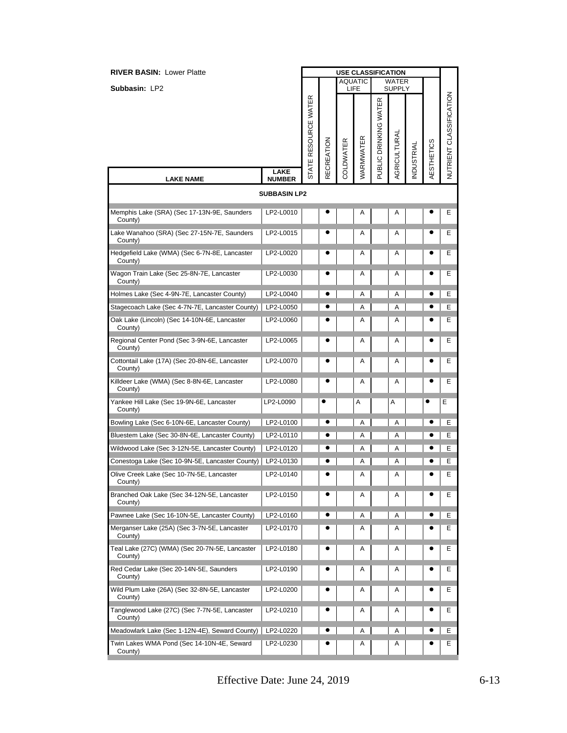**RIVER BASIN:** Lower Platte

**Subbasin:** LP2

| LAKE NAME | LAKE NUMBER | USE CLASSIFICATION | | | | | | | | | |
|---|---|---|---|---|---|---|---|---|---|---|---|
| | | | | AQUATIC LIFE | | WATER SUPPLY | | | | | |
| | | STATE RESOURCE WATER | RECREATION | COLDWATER | WARMWATER | PUBLIC DRINKING WATER | AGRICULTURAL | INDUSTRIAL | AESTHETICS | NUTRIENT CLASSIFICATION |
| **SUBBASIN LP2** | | | | | | | | | | | |
| Memphis Lake (SRA) (Sec 17-13N-9E, Saunders County) | LP2-L0010 | | ● | | A | | A | | ● | E |
| Lake Wanahoo (SRA) (Sec 27-15N-7E, Saunders County) | LP2-L0015 | | ● | | A | | A | | ● | E |
| Hedgefield Lake (WMA) (Sec 6-7N-8E, Lancaster County) | LP2-L0020 | | ● | | A | | A | | ● | E |
| Wagon Train Lake (Sec 25-8N-7E, Lancaster County) | LP2-L0030 | | ● | | A | | A | | ● | E |
| Holmes Lake (Sec 4-9N-7E, Lancaster County) | LP2-L0040 | | ● | | A | | A | | ● | E |
| Stagecoach Lake (Sec 4-7N-7E, Lancaster County) | LP2-L0050 | | ● | | A | | A | | ● | E |
| Oak Lake (Lincoln) (Sec 14-10N-6E, Lancaster County) | LP2-L0060 | | ● | | A | | A | | ● | E |
| Regional Center Pond (Sec 3-9N-6E, Lancaster County) | LP2-L0065 | | ● | | A | | A | | ● | E |
| Cottontail Lake (17A) (Sec 20-8N-6E, Lancaster County) | LP2-L0070 | | ● | | A | | A | | ● | E |
| Killdeer Lake (WMA) (Sec 8-8N-6E, Lancaster County) | LP2-L0080 | | ● | | A | | A | | ● | E |
| Yankee Hill Lake (Sec 19-9N-6E, Lancaster County) | LP2-L0090 | | ● | | A | | A | | ● | E |
| Bowling Lake (Sec 6-10N-6E, Lancaster County) | LP2-L0100 | | ● | | A | | A | | ● | E |
| Bluestem Lake (Sec 30-8N-6E, Lancaster County) | LP2-L0110 | | ● | | A | | A | | ● | E |
| Wildwood Lake (Sec 3-12N-5E, Lancaster County) | LP2-L0120 | | ● | | A | | A | | ● | E |
| Conestoga Lake (Sec 10-9N-5E, Lancaster County) | LP2-L0130 | | ● | | A | | A | | ● | E |
| Olive Creek Lake (Sec 10-7N-5E, Lancaster County) | LP2-L0140 | | ● | | A | | A | | ● | E |
| Branched Oak Lake (Sec 34-12N-5E, Lancaster County) | LP2-L0150 | | ● | | A | | A | | ● | E |
| Pawnee Lake (Sec 16-10N-5E, Lancaster County) | LP2-L0160 | | ● | | A | | A | | ● | E |
| Merganser Lake (25A) (Sec 3-7N-5E, Lancaster County) | LP2-L0170 | | ● | | A | | A | | ● | E |
| Teal Lake (27C) (WMA) (Sec 20-7N-5E, Lancaster County) | LP2-L0180 | | ● | | A | | A | | ● | E |
| Red Cedar Lake (Sec 20-14N-5E, Saunders County) | LP2-L0190 | | ● | | A | | A | | ● | E |
| Wild Plum Lake (26A) (Sec 32-8N-5E, Lancaster County) | LP2-L0200 | | ● | | A | | A | | ● | E |
| Tanglewood Lake (27C) (Sec 7-7N-5E, Lancaster County) | LP2-L0210 | | ● | | A | | A | | ● | E |
| Meadowlark Lake (Sec 1-12N-4E), Seward County) | LP2-L0220 | | ● | | A | | A | | ● | E |
| Twin Lakes WMA Pond (Sec 14-10N-4E, Seward County) | LP2-L0230 | | ● | | A | | A | | ● | E |

Effective Date: June 24, 2019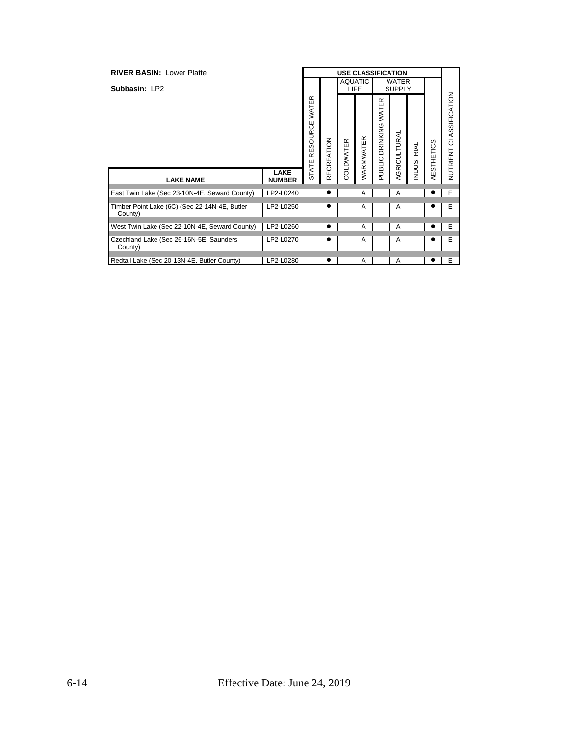**RIVER BASIN:** Lower Platte

**Subbasin:** LP2

| LAKE NAME | LAKE NUMBER | STATE RESOURCE WATER | RECREATION | AQUATIC LIFE | | WATER SUPPLY | | | AESTHETICS | NUTRIENT CLASSIFICATION |
|---|---|---|---|---|---|---|---|---|---|---|
| | | | | COLDWATER | WARMWATER | PUBLIC DRINKING WATER | AGRICULTURAL | INDUSTRIAL | | |
| East Twin Lake (Sec 23-10N-4E, Seward County) | LP2-L0240 | | ● | | A | | A | | ● | E |
| Timber Point Lake (6C) (Sec 22-14N-4E, Butler County) | LP2-L0250 | | ● | | A | | A | | ● | E |
| West Twin Lake (Sec 22-10N-4E, Seward County) | LP2-L0260 | | ● | | A | | A | | ● | E |
| Czechland Lake (Sec 26-16N-5E, Saunders County) | LP2-L0270 | | ● | | A | | A | | ● | E |
| Redtail Lake (Sec 20-13N-4E, Butler County) | LP2-L0280 | | ● | | A | | A | | ● | E |

Effective Date: June 24, 2019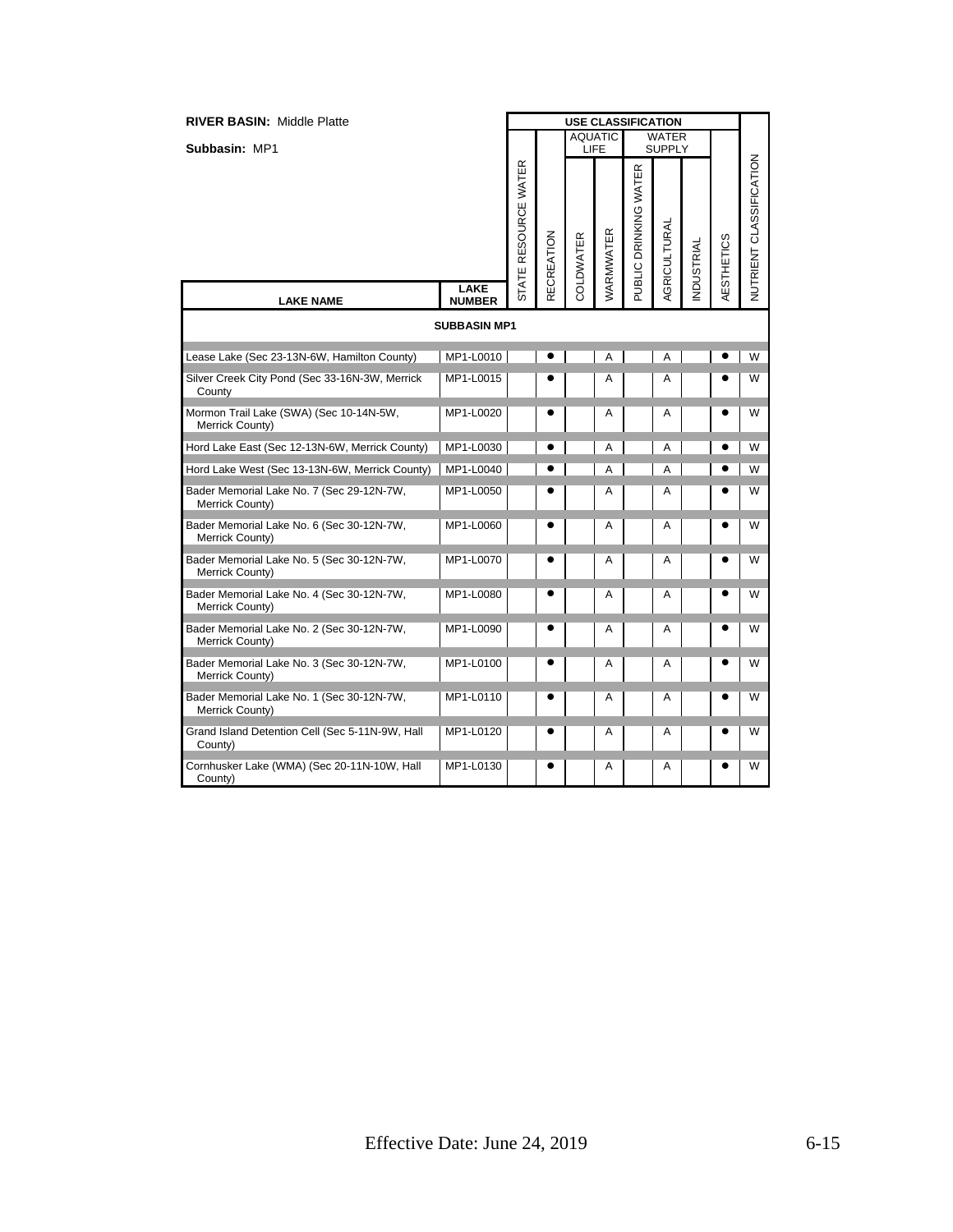**RIVER BASIN:** Middle Platte

**Subbasin:** MP1

| LAKE NAME | LAKE NUMBER | STATE RESOURCE WATER | RECREATION | AQUATIC LIFE: COLDWATER | AQUATIC LIFE: WARMWATER | WATER SUPPLY: PUBLIC DRINKING WATER | WATER SUPPLY: AGRICULTURAL | WATER SUPPLY: INDUSTRIAL | AESTHETICS | NUTRIENT CLASSIFICATION |
|---|---|---|---|---|---|---|---|---|---|---|
| **SUBBASIN MP1** | | | | | | | | | | |
| Lease Lake (Sec 23-13N-6W, Hamilton County) | MP1-L0010 | | ● | | A | | A | | ● | W |
| Silver Creek City Pond (Sec 33-16N-3W, Merrick County | MP1-L0015 | | ● | | A | | A | | ● | W |
| Mormon Trail Lake (SWA) (Sec 10-14N-5W, Merrick County) | MP1-L0020 | | ● | | A | | A | | ● | W |
| Hord Lake East (Sec 12-13N-6W, Merrick County) | MP1-L0030 | | ● | | A | | A | | ● | W |
| Hord Lake West (Sec 13-13N-6W, Merrick County) | MP1-L0040 | | ● | | A | | A | | ● | W |
| Bader Memorial Lake No. 7 (Sec 29-12N-7W, Merrick County) | MP1-L0050 | | ● | | A | | A | | ● | W |
| Bader Memorial Lake No. 6 (Sec 30-12N-7W, Merrick County) | MP1-L0060 | | ● | | A | | A | | ● | W |
| Bader Memorial Lake No. 5 (Sec 30-12N-7W, Merrick County) | MP1-L0070 | | ● | | A | | A | | ● | W |
| Bader Memorial Lake No. 4 (Sec 30-12N-7W, Merrick County) | MP1-L0080 | | ● | | A | | A | | ● | W |
| Bader Memorial Lake No. 2 (Sec 30-12N-7W, Merrick County) | MP1-L0090 | | ● | | A | | A | | ● | W |
| Bader Memorial Lake No. 3 (Sec 30-12N-7W, Merrick County) | MP1-L0100 | | ● | | A | | A | | ● | W |
| Bader Memorial Lake No. 1 (Sec 30-12N-7W, Merrick County) | MP1-L0110 | | ● | | A | | A | | ● | W |
| Grand Island Detention Cell (Sec 5-11N-9W, Hall County) | MP1-L0120 | | ● | | A | | A | | ● | W |
| Cornhusker Lake (WMA) (Sec 20-11N-10W, Hall County) | MP1-L0130 | | ● | | A | | A | | ● | W |

Effective Date: June 24, 2019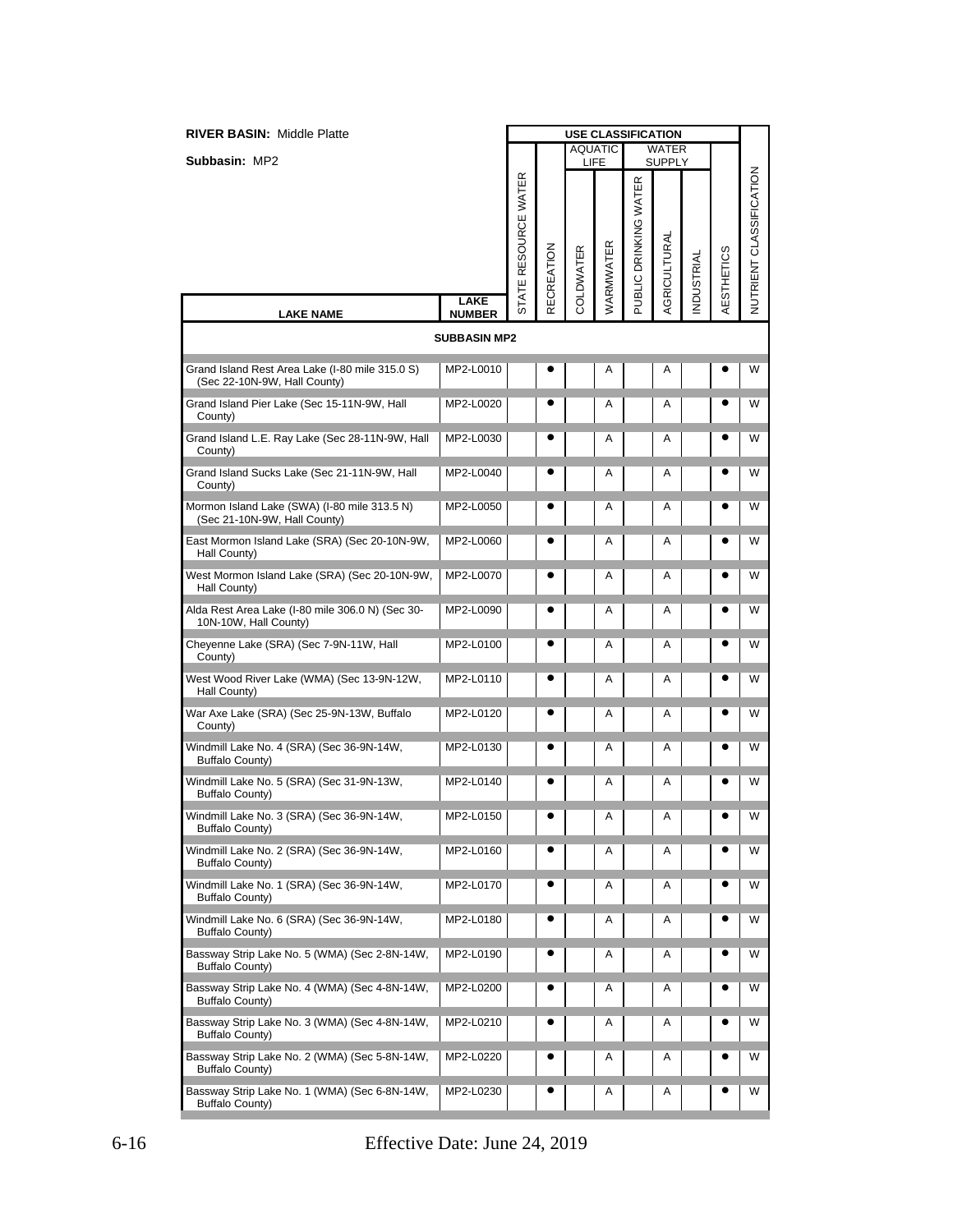**RIVER BASIN:** Middle Platte

**Subbasin:** MP2

| LAKE NAME | LAKE NUMBER | USE CLASSIFICATION | | | | | | | | | NUTRIENT CLASSIFICATION |
|---|---|---|---|---|---|---|---|---|---|---|---|
| | | | | AQUATIC LIFE | | WATER SUPPLY | | | | | |
| | | STATE RESOURCE WATER | RECREATION | COLDWATER | WARMWATER | PUBLIC DRINKING WATER | AGRICULTURAL | INDUSTRIAL | AESTHETICS | | |
| **SUBBASIN MP2** | | | | | | | | | | | |
| Grand Island Rest Area Lake (I-80 mile 315.0 S) (Sec 22-10N-9W, Hall County) | MP2-L0010 | | ● | | A | | A | | ● | | W |
| Grand Island Pier Lake (Sec 15-11N-9W, Hall County) | MP2-L0020 | | ● | | A | | A | | ● | | W |
| Grand Island L.E. Ray Lake (Sec 28-11N-9W, Hall County) | MP2-L0030 | | ● | | A | | A | | ● | | W |
| Grand Island Sucks Lake (Sec 21-11N-9W, Hall County) | MP2-L0040 | | ● | | A | | A | | ● | | W |
| Mormon Island Lake (SWA) (I-80 mile 313.5 N) (Sec 21-10N-9W, Hall County) | MP2-L0050 | | ● | | A | | A | | ● | | W |
| East Mormon Island Lake (SRA) (Sec 20-10N-9W, Hall County) | MP2-L0060 | | ● | | A | | A | | ● | | W |
| West Mormon Island Lake (SRA) (Sec 20-10N-9W, Hall County) | MP2-L0070 | | ● | | A | | A | | ● | | W |
| Alda Rest Area Lake (I-80 mile 306.0 N) (Sec 30-10N-10W, Hall County) | MP2-L0090 | | ● | | A | | A | | ● | | W |
| Cheyenne Lake (SRA) (Sec 7-9N-11W, Hall County) | MP2-L0100 | | ● | | A | | A | | ● | | W |
| West Wood River Lake (WMA) (Sec 13-9N-12W, Hall County) | MP2-L0110 | | ● | | A | | A | | ● | | W |
| War Axe Lake (SRA) (Sec 25-9N-13W, Buffalo County) | MP2-L0120 | | ● | | A | | A | | ● | | W |
| Windmill Lake No. 4 (SRA) (Sec 36-9N-14W, Buffalo County) | MP2-L0130 | | ● | | A | | A | | ● | | W |
| Windmill Lake No. 5 (SRA) (Sec 31-9N-13W, Buffalo County) | MP2-L0140 | | ● | | A | | A | | ● | | W |
| Windmill Lake No. 3 (SRA) (Sec 36-9N-14W, Buffalo County) | MP2-L0150 | | ● | | A | | A | | ● | | W |
| Windmill Lake No. 2 (SRA) (Sec 36-9N-14W, Buffalo County) | MP2-L0160 | | ● | | A | | A | | ● | | W |
| Windmill Lake No. 1 (SRA) (Sec 36-9N-14W, Buffalo County) | MP2-L0170 | | ● | | A | | A | | ● | | W |
| Windmill Lake No. 6 (SRA) (Sec 36-9N-14W, Buffalo County) | MP2-L0180 | | ● | | A | | A | | ● | | W |
| Bassway Strip Lake No. 5 (WMA) (Sec 2-8N-14W, Buffalo County) | MP2-L0190 | | ● | | A | | A | | ● | | W |
| Bassway Strip Lake No. 4 (WMA) (Sec 4-8N-14W, Buffalo County) | MP2-L0200 | | ● | | A | | A | | ● | | W |
| Bassway Strip Lake No. 3 (WMA) (Sec 4-8N-14W, Buffalo County) | MP2-L0210 | | ● | | A | | A | | ● | | W |
| Bassway Strip Lake No. 2 (WMA) (Sec 5-8N-14W, Buffalo County) | MP2-L0220 | | ● | | A | | A | | ● | | W |
| Bassway Strip Lake No. 1 (WMA) (Sec 6-8N-14W, Buffalo County) | MP2-L0230 | | ● | | A | | A | | ● | | W |

Effective Date: June 24, 2019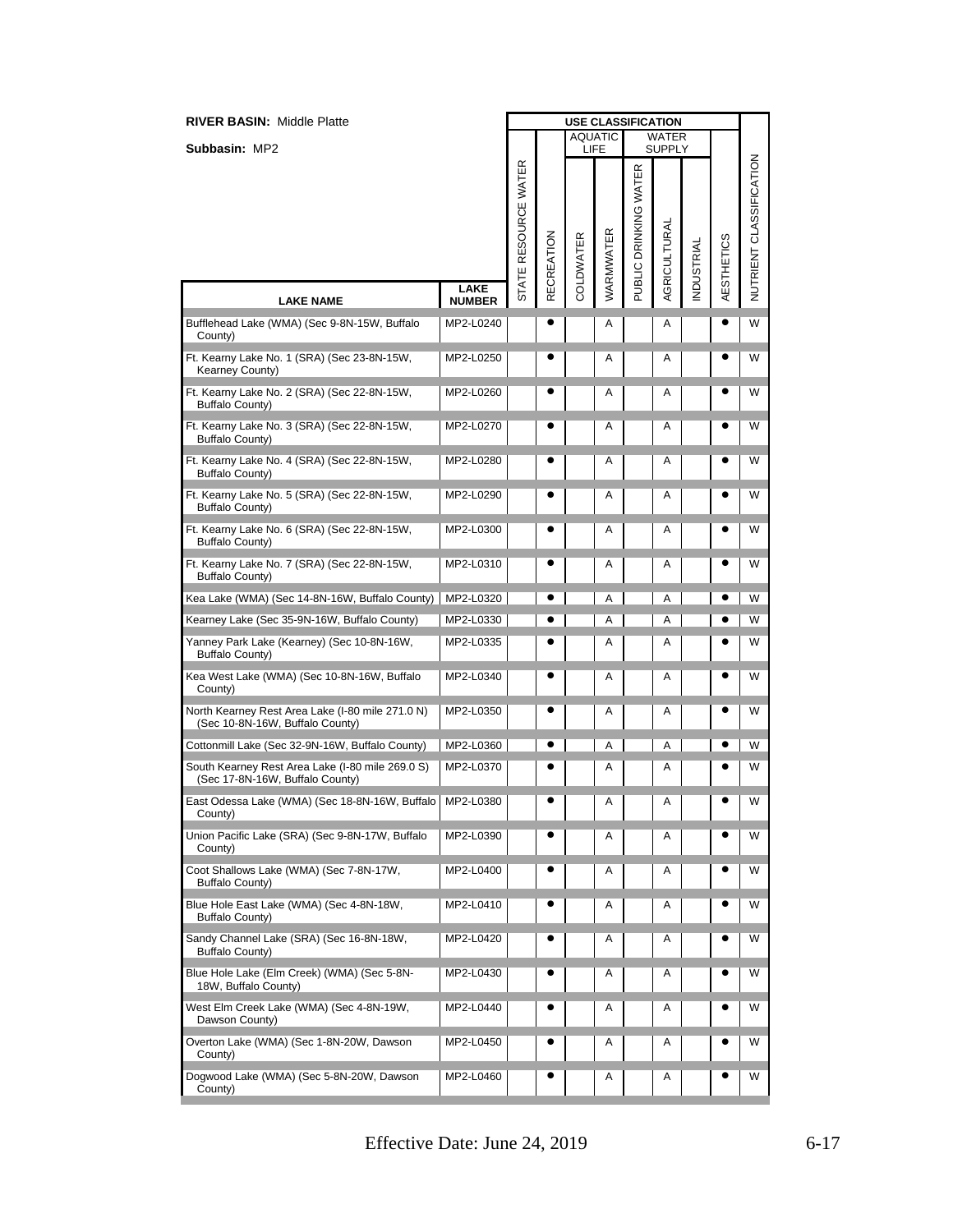**RIVER BASIN:** Middle Platte

**Subbasin:** MP2

| LAKE NAME | LAKE NUMBER | USE CLASSIFICATION | | | | | | | | | |
|---|---|---|---|---|---|---|---|---|---|---|---|
| | | | | AQUATIC LIFE | | WATER SUPPLY | | | | | |
| | | STATE RESOURCE WATER | RECREATION | COLDWATER | WARMWATER | PUBLIC DRINKING WATER | AGRICULTURAL | INDUSTRIAL | AESTHETICS | NUTRIENT CLASSIFICATION |
| Bufflehead Lake (WMA) (Sec 9-8N-15W, Buffalo County) | MP2-L0240 | | ● | | A | | A | | ● | W |
| Ft. Kearny Lake No. 1 (SRA) (Sec 23-8N-15W, Kearney County) | MP2-L0250 | | ● | | A | | A | | ● | W |
| Ft. Kearny Lake No. 2 (SRA) (Sec 22-8N-15W, Buffalo County) | MP2-L0260 | | ● | | A | | A | | ● | W |
| Ft. Kearny Lake No. 3 (SRA) (Sec 22-8N-15W, Buffalo County) | MP2-L0270 | | ● | | A | | A | | ● | W |
| Ft. Kearny Lake No. 4 (SRA) (Sec 22-8N-15W, Buffalo County) | MP2-L0280 | | ● | | A | | A | | ● | W |
| Ft. Kearny Lake No. 5 (SRA) (Sec 22-8N-15W, Buffalo County) | MP2-L0290 | | ● | | A | | A | | ● | W |
| Ft. Kearny Lake No. 6 (SRA) (Sec 22-8N-15W, Buffalo County) | MP2-L0300 | | ● | | A | | A | | ● | W |
| Ft. Kearny Lake No. 7 (SRA) (Sec 22-8N-15W, Buffalo County) | MP2-L0310 | | ● | | A | | A | | ● | W |
| Kea Lake (WMA) (Sec 14-8N-16W, Buffalo County) | MP2-L0320 | | ● | | A | | A | | ● | W |
| Kearney Lake (Sec 35-9N-16W, Buffalo County) | MP2-L0330 | | ● | | A | | A | | ● | W |
| Yanney Park Lake (Kearney) (Sec 10-8N-16W, Buffalo County) | MP2-L0335 | | ● | | A | | A | | ● | W |
| Kea West Lake (WMA) (Sec 10-8N-16W, Buffalo County) | MP2-L0340 | | ● | | A | | A | | ● | W |
| North Kearney Rest Area Lake (I-80 mile 271.0 N) (Sec 10-8N-16W, Buffalo County) | MP2-L0350 | | ● | | A | | A | | ● | W |
| Cottonmill Lake (Sec 32-9N-16W, Buffalo County) | MP2-L0360 | | ● | | A | | A | | ● | W |
| South Kearney Rest Area Lake (I-80 mile 269.0 S) (Sec 17-8N-16W, Buffalo County) | MP2-L0370 | | ● | | A | | A | | ● | W |
| East Odessa Lake (WMA) (Sec 18-8N-16W, Buffalo County) | MP2-L0380 | | ● | | A | | A | | ● | W |
| Union Pacific Lake (SRA) (Sec 9-8N-17W, Buffalo County) | MP2-L0390 | | ● | | A | | A | | ● | W |
| Coot Shallows Lake (WMA) (Sec 7-8N-17W, Buffalo County) | MP2-L0400 | | ● | | A | | A | | ● | W |
| Blue Hole East Lake (WMA) (Sec 4-8N-18W, Buffalo County) | MP2-L0410 | | ● | | A | | A | | ● | W |
| Sandy Channel Lake (SRA) (Sec 16-8N-18W, Buffalo County) | MP2-L0420 | | ● | | A | | A | | ● | W |
| Blue Hole Lake (Elm Creek) (WMA) (Sec 5-8N-18W, Buffalo County) | MP2-L0430 | | ● | | A | | A | | ● | W |
| West Elm Creek Lake (WMA) (Sec 4-8N-19W, Dawson County) | MP2-L0440 | | ● | | A | | A | | ● | W |
| Overton Lake (WMA) (Sec 1-8N-20W, Dawson County) | MP2-L0450 | | ● | | A | | A | | ● | W |
| Dogwood Lake (WMA) (Sec 5-8N-20W, Dawson County) | MP2-L0460 | | ● | | A | | A | | ● | W |

Effective Date: June 24, 2019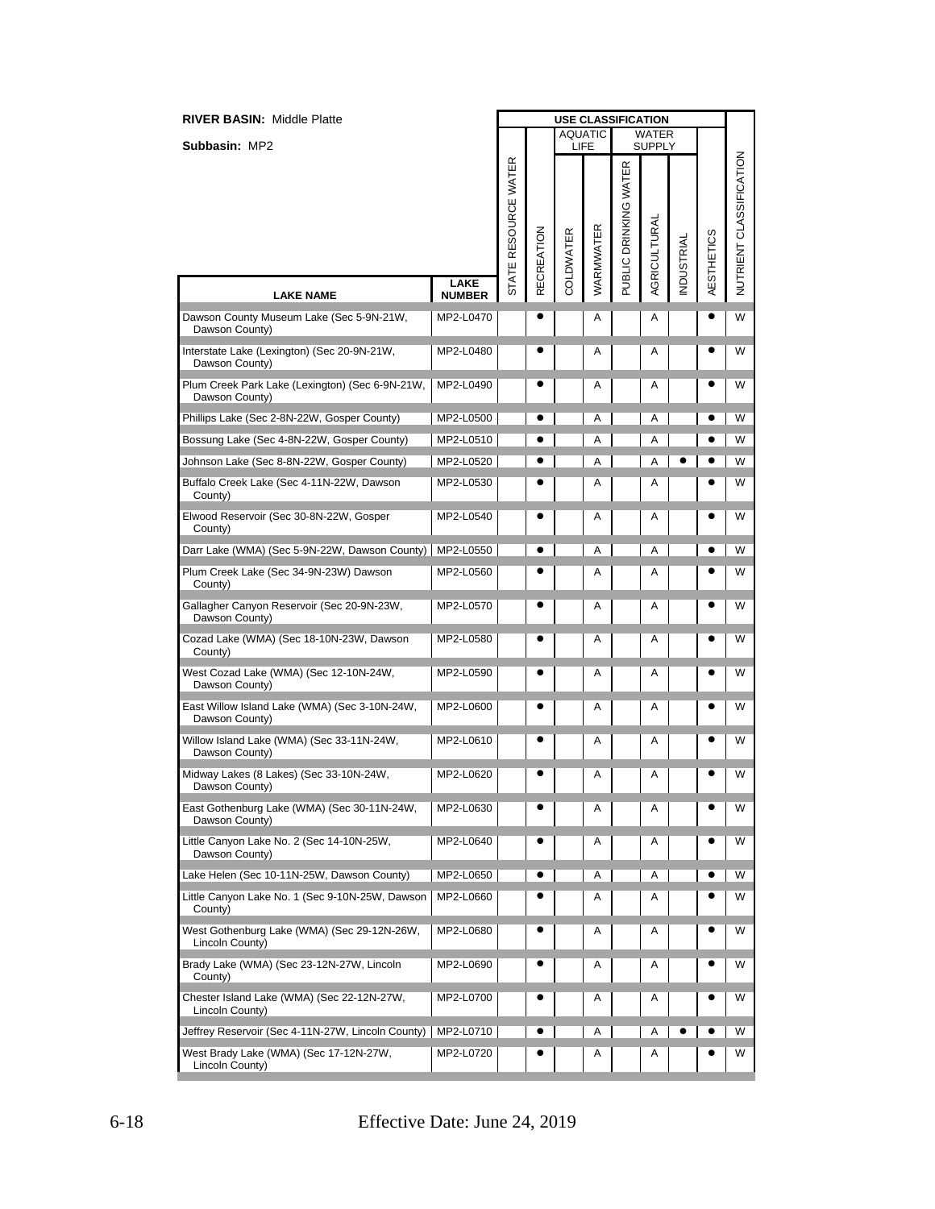**RIVER BASIN:** Middle Platte

**Subbasin:** MP2

| LAKE NAME | LAKE NUMBER | USE CLASSIFICATION | | | | | | | | | |
|---|---|---|---|---|---|---|---|---|---|---|---|
| | | | | AQUATIC LIFE | | WATER SUPPLY | | | | | |
| | | STATE RESOURCE WATER | RECREATION | COLDWATER | WARMWATER | PUBLIC DRINKING WATER | AGRICULTURAL | INDUSTRIAL | AESTHETICS | NUTRIENT CLASSIFICATION |
| Dawson County Museum Lake (Sec 5-9N-21W, Dawson County) | MP2-L0470 | | ● | | A | | A | | ● | W |
| Interstate Lake (Lexington) (Sec 20-9N-21W, Dawson County) | MP2-L0480 | | ● | | A | | A | | ● | W |
| Plum Creek Park Lake (Lexington) (Sec 6-9N-21W, Dawson County) | MP2-L0490 | | ● | | A | | A | | ● | W |
| Phillips Lake (Sec 2-8N-22W, Gosper County) | MP2-L0500 | | ● | | A | | A | | ● | W |
| Bossung Lake (Sec 4-8N-22W, Gosper County) | MP2-L0510 | | ● | | A | | A | | ● | W |
| Johnson Lake (Sec 8-8N-22W, Gosper County) | MP2-L0520 | | ● | | A | | A | ● | ● | W |
| Buffalo Creek Lake (Sec 4-11N-22W, Dawson County) | MP2-L0530 | | ● | | A | | A | | ● | W |
| Elwood Reservoir (Sec 30-8N-22W, Gosper County) | MP2-L0540 | | ● | | A | | A | | ● | W |
| Darr Lake (WMA) (Sec 5-9N-22W, Dawson County) | MP2-L0550 | | ● | | A | | A | | ● | W |
| Plum Creek Lake (Sec 34-9N-23W) Dawson County) | MP2-L0560 | | ● | | A | | A | | ● | W |
| Gallagher Canyon Reservoir (Sec 20-9N-23W, Dawson County) | MP2-L0570 | | ● | | A | | A | | ● | W |
| Cozad Lake (WMA) (Sec 18-10N-23W, Dawson County) | MP2-L0580 | | ● | | A | | A | | ● | W |
| West Cozad Lake (WMA) (Sec 12-10N-24W, Dawson County) | MP2-L0590 | | ● | | A | | A | | ● | W |
| East Willow Island Lake (WMA) (Sec 3-10N-24W, Dawson County) | MP2-L0600 | | ● | | A | | A | | ● | W |
| Willow Island Lake (WMA) (Sec 33-11N-24W, Dawson County) | MP2-L0610 | | ● | | A | | A | | ● | W |
| Midway Lakes (8 Lakes) (Sec 33-10N-24W, Dawson County) | MP2-L0620 | | ● | | A | | A | | ● | W |
| East Gothenburg Lake (WMA) (Sec 30-11N-24W, Dawson County) | MP2-L0630 | | ● | | A | | A | | ● | W |
| Little Canyon Lake No. 2 (Sec 14-10N-25W, Dawson County) | MP2-L0640 | | ● | | A | | A | | ● | W |
| Lake Helen (Sec 10-11N-25W, Dawson County) | MP2-L0650 | | ● | | A | | A | | ● | W |
| Little Canyon Lake No. 1 (Sec 9-10N-25W, Dawson County) | MP2-L0660 | | ● | | A | | A | | ● | W |
| West Gothenburg Lake (WMA) (Sec 29-12N-26W, Lincoln County) | MP2-L0680 | | ● | | A | | A | | ● | W |
| Brady Lake (WMA) (Sec 23-12N-27W, Lincoln County) | MP2-L0690 | | ● | | A | | A | | ● | W |
| Chester Island Lake (WMA) (Sec 22-12N-27W, Lincoln County) | MP2-L0700 | | ● | | A | | A | | ● | W |
| Jeffrey Reservoir (Sec 4-11N-27W, Lincoln County) | MP2-L0710 | | ● | | A | | A | ● | ● | W |
| West Brady Lake (WMA) (Sec 17-12N-27W, Lincoln County) | MP2-L0720 | | ● | | A | | A | | ● | W |

Effective Date: June 24, 2019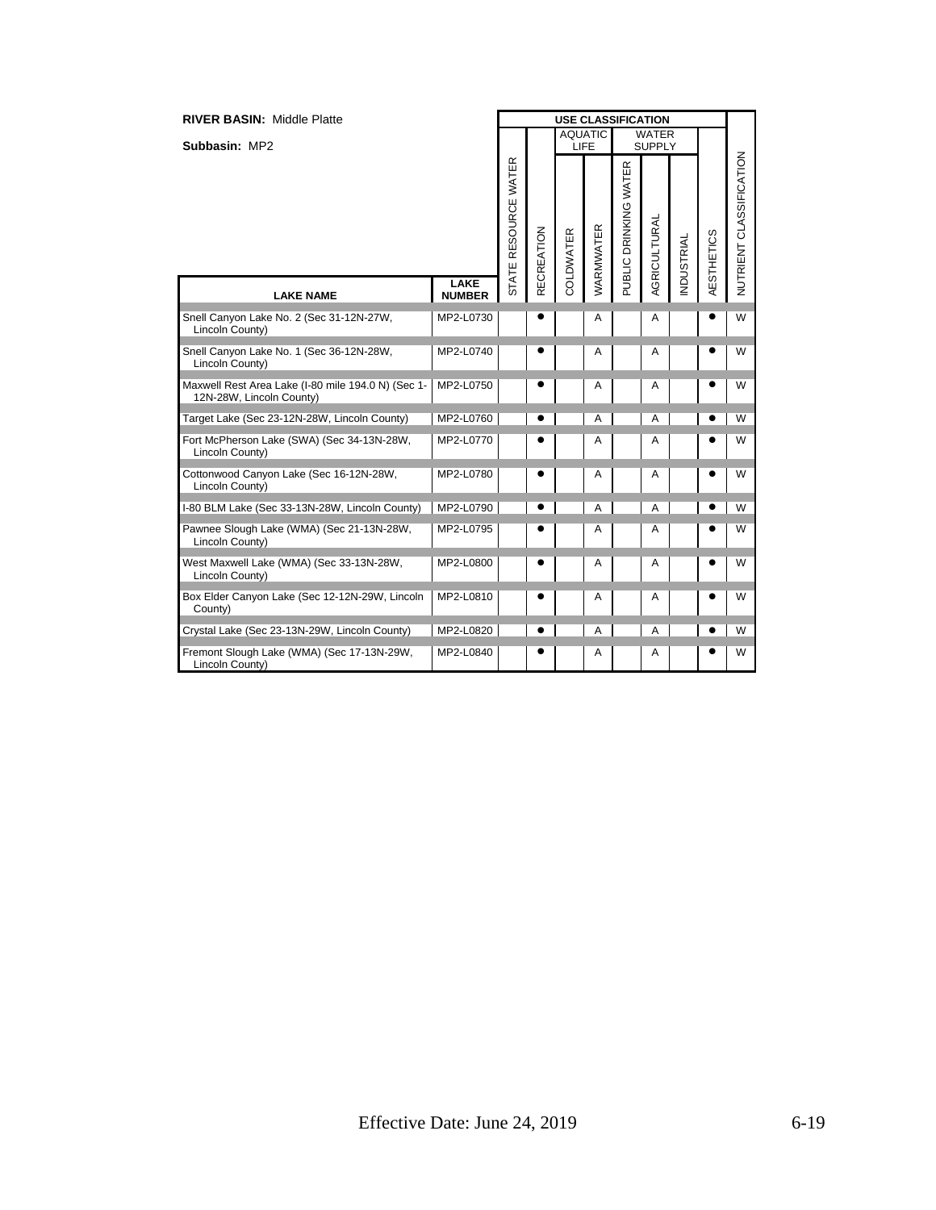**RIVER BASIN:** Middle Platte

**Subbasin:** MP2

| LAKE NAME | LAKE NUMBER | STATE RESOURCE WATER | RECREATION | AQUATIC LIFE: COLDWATER | AQUATIC LIFE: WARMWATER | WATER SUPPLY: PUBLIC DRINKING WATER | WATER SUPPLY: AGRICULTURAL | WATER SUPPLY: INDUSTRIAL | AESTHETICS | NUTRIENT CLASSIFICATION |
|---|---|---|---|---|---|---|---|---|---|---|
| Snell Canyon Lake No. 2 (Sec 31-12N-27W, Lincoln County) | MP2-L0730 | | ● | | A | | A | | ● | W |
| Snell Canyon Lake No. 1 (Sec 36-12N-28W, Lincoln County) | MP2-L0740 | | ● | | A | | A | | ● | W |
| Maxwell Rest Area Lake (I-80 mile 194.0 N) (Sec 1-12N-28W, Lincoln County) | MP2-L0750 | | ● | | A | | A | | ● | W |
| Target Lake (Sec 23-12N-28W, Lincoln County) | MP2-L0760 | | ● | | A | | A | | ● | W |
| Fort McPherson Lake (SWA) (Sec 34-13N-28W, Lincoln County) | MP2-L0770 | | ● | | A | | A | | ● | W |
| Cottonwood Canyon Lake (Sec 16-12N-28W, Lincoln County) | MP2-L0780 | | ● | | A | | A | | ● | W |
| I-80 BLM Lake (Sec 33-13N-28W, Lincoln County) | MP2-L0790 | | ● | | A | | A | | ● | W |
| Pawnee Slough Lake (WMA) (Sec 21-13N-28W, Lincoln County) | MP2-L0795 | | ● | | A | | A | | ● | W |
| West Maxwell Lake (WMA) (Sec 33-13N-28W, Lincoln County) | MP2-L0800 | | ● | | A | | A | | ● | W |
| Box Elder Canyon Lake (Sec 12-12N-29W, Lincoln County) | MP2-L0810 | | ● | | A | | A | | ● | W |
| Crystal Lake (Sec 23-13N-29W, Lincoln County) | MP2-L0820 | | ● | | A | | A | | ● | W |
| Fremont Slough Lake (WMA) (Sec 17-13N-29W, Lincoln County) | MP2-L0840 | | ● | | A | | A | | ● | W |

Effective Date: June 24, 2019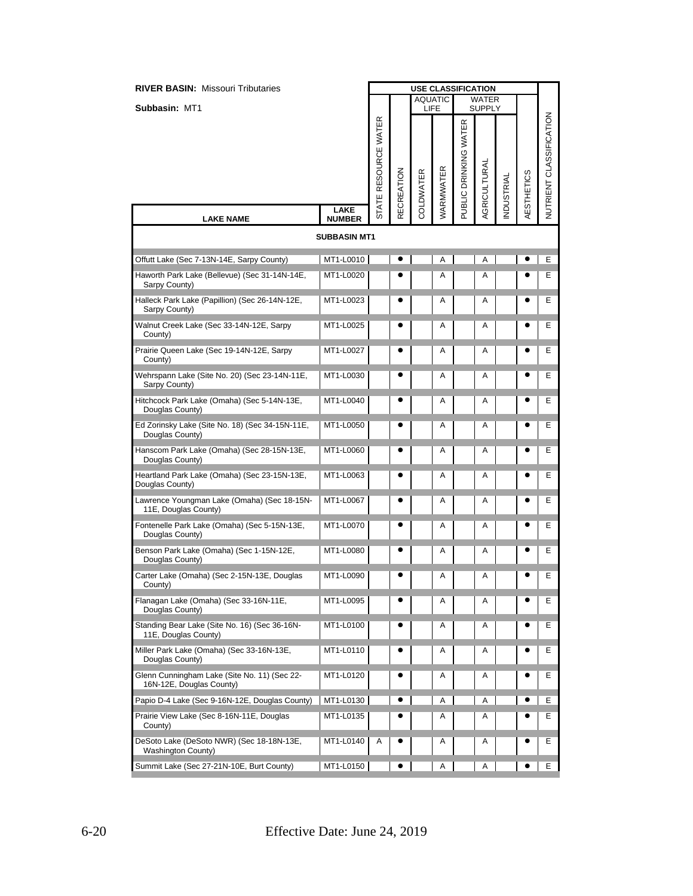**RIVER BASIN:** Missouri Tributaries

**Subbasin:** MT1

| LAKE NAME | LAKE NUMBER | STATE RESOURCE WATER | RECREATION | AQUATIC LIFE: COLDWATER | AQUATIC LIFE: WARMWATER | WATER SUPPLY: PUBLIC DRINKING WATER | WATER SUPPLY: AGRICULTURAL | WATER SUPPLY: INDUSTRIAL | AESTHETICS | NUTRIENT CLASSIFICATION |
|---|---|---|---|---|---|---|---|---|---|---|
| **SUBBASIN MT1** | | | | | | | | | | |
| Offutt Lake (Sec 7-13N-14E, Sarpy County) | MT1-L0010 | | ● | | A | | A | | ● | E |
| Haworth Park Lake (Bellevue) (Sec 31-14N-14E, Sarpy County) | MT1-L0020 | | ● | | A | | A | | ● | E |
| Halleck Park Lake (Papillion) (Sec 26-14N-12E, Sarpy County) | MT1-L0023 | | ● | | A | | A | | ● | E |
| Walnut Creek Lake (Sec 33-14N-12E, Sarpy County) | MT1-L0025 | | ● | | A | | A | | ● | E |
| Prairie Queen Lake (Sec 19-14N-12E, Sarpy County) | MT1-L0027 | | ● | | A | | A | | ● | E |
| Wehrspann Lake (Site No. 20) (Sec 23-14N-11E, Sarpy County) | MT1-L0030 | | ● | | A | | A | | ● | E |
| Hitchcock Park Lake (Omaha) (Sec 5-14N-13E, Douglas County) | MT1-L0040 | | ● | | A | | A | | ● | E |
| Ed Zorinsky Lake (Site No. 18) (Sec 34-15N-11E, Douglas County) | MT1-L0050 | | ● | | A | | A | | ● | E |
| Hanscom Park Lake (Omaha) (Sec 28-15N-13E, Douglas County) | MT1-L0060 | | ● | | A | | A | | ● | E |
| Heartland Park Lake (Omaha) (Sec 23-15N-13E, Douglas County) | MT1-L0063 | | ● | | A | | A | | ● | E |
| Lawrence Youngman Lake (Omaha) (Sec 18-15N-11E, Douglas County) | MT1-L0067 | | ● | | A | | A | | ● | E |
| Fontenelle Park Lake (Omaha) (Sec 5-15N-13E, Douglas County) | MT1-L0070 | | ● | | A | | A | | ● | E |
| Benson Park Lake (Omaha) (Sec 1-15N-12E, Douglas County) | MT1-L0080 | | ● | | A | | A | | ● | E |
| Carter Lake (Omaha) (Sec 2-15N-13E, Douglas County) | MT1-L0090 | | ● | | A | | A | | ● | E |
| Flanagan Lake (Omaha) (Sec 33-16N-11E, Douglas County) | MT1-L0095 | | ● | | A | | A | | ● | E |
| Standing Bear Lake (Site No. 16) (Sec 36-16N-11E, Douglas County) | MT1-L0100 | | ● | | A | | A | | ● | E |
| Miller Park Lake (Omaha) (Sec 33-16N-13E, Douglas County) | MT1-L0110 | | ● | | A | | A | | ● | E |
| Glenn Cunningham Lake (Site No. 11) (Sec 22-16N-12E, Douglas County) | MT1-L0120 | | ● | | A | | A | | ● | E |
| Papio D-4 Lake (Sec 9-16N-12E, Douglas County) | MT1-L0130 | | ● | | A | | A | | ● | E |
| Prairie View Lake (Sec 8-16N-11E, Douglas County) | MT1-L0135 | | ● | | A | | A | | ● | E |
| DeSoto Lake (DeSoto NWR) (Sec 18-18N-13E, Washington County) | MT1-L0140 | A | ● | | A | | A | | ● | E |
| Summit Lake (Sec 27-21N-10E, Burt County) | MT1-L0150 | | ● | | A | | A | | ● | E |

Effective Date: June 24, 2019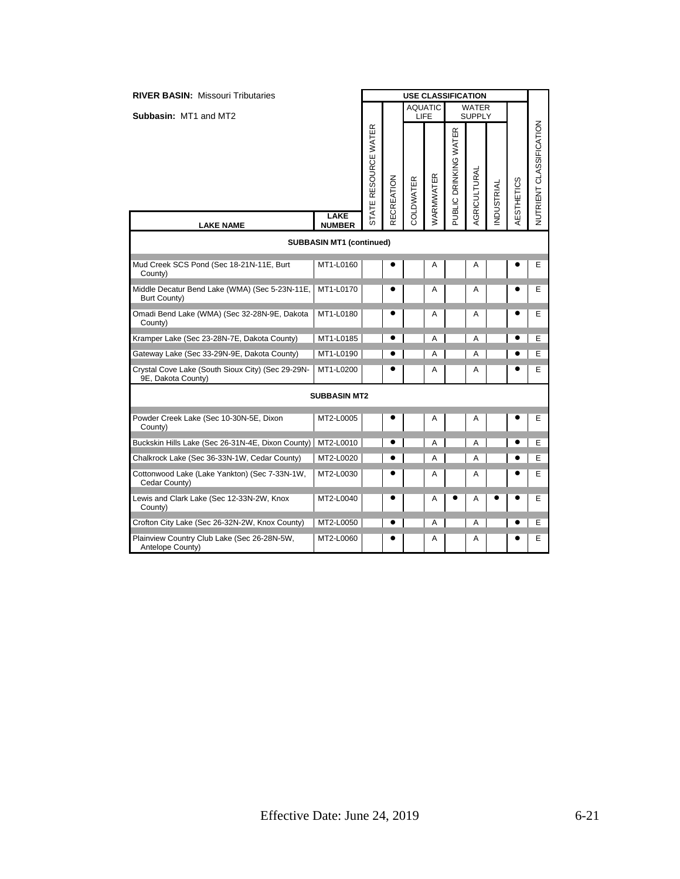**RIVER BASIN:** Missouri Tributaries

**Subbasin:** MT1 and MT2

| LAKE NAME | LAKE NUMBER | USE CLASSIFICATION | | | | | | | | | NUTRIENT CLASSIFICATION |
|---|---|---|---|---|---|---|---|---|---|---|---|
| | | | | AQUATIC LIFE | | WATER SUPPLY | | | | | |
| | | STATE RESOURCE WATER | RECREATION | COLDWATER | WARMWATER | PUBLIC DRINKING WATER | AGRICULTURAL | INDUSTRIAL | AESTHETICS | | |
| **SUBBASIN MT1 (continued)** | | | | | | | | | | | |
| Mud Creek SCS Pond (Sec 18-21N-11E, Burt County) | MT1-L0160 | | ● | | A | | A | | ● | | E |
| Middle Decatur Bend Lake (WMA) (Sec 5-23N-11E, Burt County) | MT1-L0170 | | ● | | A | | A | | ● | | E |
| Omadi Bend Lake (WMA) (Sec 32-28N-9E, Dakota County) | MT1-L0180 | | ● | | A | | A | | ● | | E |
| Kramper Lake (Sec 23-28N-7E, Dakota County) | MT1-L0185 | | ● | | A | | A | | ● | | E |
| Gateway Lake (Sec 33-29N-9E, Dakota County) | MT1-L0190 | | ● | | A | | A | | ● | | E |
| Crystal Cove Lake (South Sioux City) (Sec 29-29N-9E, Dakota County) | MT1-L0200 | | ● | | A | | A | | ● | | E |
| **SUBBASIN MT2** | | | | | | | | | | | |
| Powder Creek Lake (Sec 10-30N-5E, Dixon County) | MT2-L0005 | | ● | | A | | A | | ● | | E |
| Buckskin Hills Lake (Sec 26-31N-4E, Dixon County) | MT2-L0010 | | ● | | A | | A | | ● | | E |
| Chalkrock Lake (Sec 36-33N-1W, Cedar County) | MT2-L0020 | | ● | | A | | A | | ● | | E |
| Cottonwood Lake (Lake Yankton) (Sec 7-33N-1W, Cedar County) | MT2-L0030 | | ● | | A | | A | | ● | | E |
| Lewis and Clark Lake (Sec 12-33N-2W, Knox County) | MT2-L0040 | | ● | | A | ● | A | ● | ● | | E |
| Crofton City Lake (Sec 26-32N-2W, Knox County) | MT2-L0050 | | ● | | A | | A | | ● | | E |
| Plainview Country Club Lake (Sec 26-28N-5W, Antelope County) | MT2-L0060 | | ● | | A | | A | | ● | | E |

Effective Date: June 24, 2019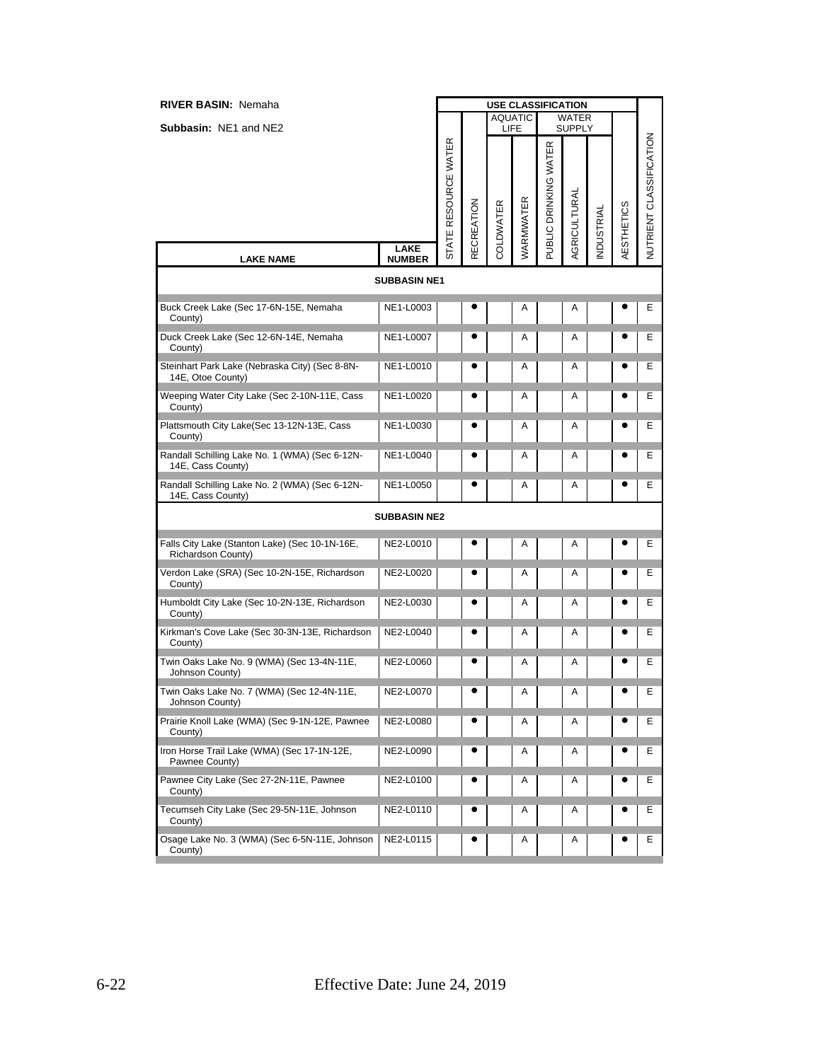**RIVER BASIN:** Nemaha

**Subbasin:** NE1 and NE2

| LAKE NAME | LAKE NUMBER | USE CLASSIFICATION | | | | | | | | |
|---|---|---|---|---|---|---|---|---|---|---|
| | | | | AQUATIC LIFE | | WATER SUPPLY | | | | |
| | | STATE RESOURCE WATER | RECREATION | COLDWATER | WARMWATER | PUBLIC DRINKING WATER | AGRICULTURAL | INDUSTRIAL | AESTHETICS | NUTRIENT CLASSIFICATION |
| **SUBBASIN NE1** | | | | | | | | | | |
| Buck Creek Lake (Sec 17-6N-15E, Nemaha County) | NE1-L0003 | | ● | | A | | A | | ● | E |
| Duck Creek Lake (Sec 12-6N-14E, Nemaha County) | NE1-L0007 | | ● | | A | | A | | ● | E |
| Steinhart Park Lake (Nebraska City) (Sec 8-8N-14E, Otoe County) | NE1-L0010 | | ● | | A | | A | | ● | E |
| Weeping Water City Lake (Sec 2-10N-11E, Cass County) | NE1-L0020 | | ● | | A | | A | | ● | E |
| Plattsmouth City Lake(Sec 13-12N-13E, Cass County) | NE1-L0030 | | ● | | A | | A | | ● | E |
| Randall Schilling Lake No. 1 (WMA) (Sec 6-12N-14E, Cass County) | NE1-L0040 | | ● | | A | | A | | ● | E |
| Randall Schilling Lake No. 2 (WMA) (Sec 6-12N-14E, Cass County) | NE1-L0050 | | ● | | A | | A | | ● | E |
| **SUBBASIN NE2** | | | | | | | | | | |
| Falls City Lake (Stanton Lake) (Sec 10-1N-16E, Richardson County) | NE2-L0010 | | ● | | A | | A | | ● | E |
| Verdon Lake (SRA) (Sec 10-2N-15E, Richardson County) | NE2-L0020 | | ● | | A | | A | | ● | E |
| Humboldt City Lake (Sec 10-2N-13E, Richardson County) | NE2-L0030 | | ● | | A | | A | | ● | E |
| Kirkman's Cove Lake (Sec 30-3N-13E, Richardson County) | NE2-L0040 | | ● | | A | | A | | ● | E |
| Twin Oaks Lake No. 9 (WMA) (Sec 13-4N-11E, Johnson County) | NE2-L0060 | | ● | | A | | A | | ● | E |
| Twin Oaks Lake No. 7 (WMA) (Sec 12-4N-11E, Johnson County) | NE2-L0070 | | ● | | A | | A | | ● | E |
| Prairie Knoll Lake (WMA) (Sec 9-1N-12E, Pawnee County) | NE2-L0080 | | ● | | A | | A | | ● | E |
| Iron Horse Trail Lake (WMA) (Sec 17-1N-12E, Pawnee County) | NE2-L0090 | | ● | | A | | A | | ● | E |
| Pawnee City Lake (Sec 27-2N-11E, Pawnee County) | NE2-L0100 | | ● | | A | | A | | ● | E |
| Tecumseh City Lake (Sec 29-5N-11E, Johnson County) | NE2-L0110 | | ● | | A | | A | | ● | E |
| Osage Lake No. 3 (WMA) (Sec 6-5N-11E, Johnson County) | NE2-L0115 | | ● | | A | | A | | ● | E |

Effective Date: June 24, 2019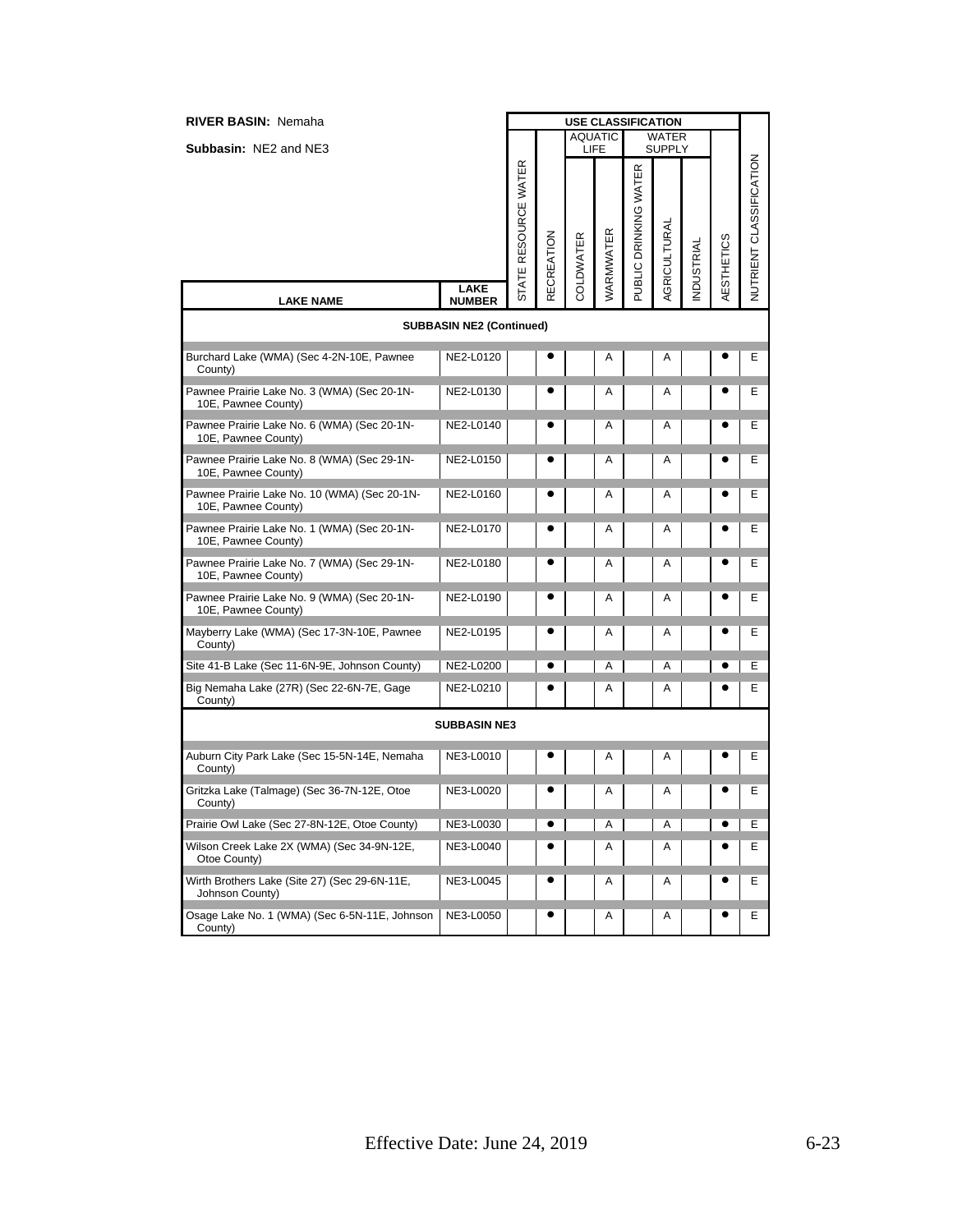**RIVER BASIN:** Nemaha

**Subbasin:** NE2 and NE3

| LAKE NAME | LAKE NUMBER | USE CLASSIFICATION | | | | | | | | NUTRIENT CLASSIFICATION |
|---|---|---|---|---|---|---|---|---|---|---|
| | | | | AQUATIC LIFE | | WATER SUPPLY | | | | |
| | | STATE RESOURCE WATER | RECREATION | COLDWATER | WARMWATER | PUBLIC DRINKING WATER | AGRICULTURAL | INDUSTRIAL | AESTHETICS | |
| **SUBBASIN NE2 (Continued)** | | | | | | | | | | |
| Burchard Lake (WMA) (Sec 4-2N-10E, Pawnee County) | NE2-L0120 | | ● | | A | | A | | ● | E |
| Pawnee Prairie Lake No. 3 (WMA) (Sec 20-1N-10E, Pawnee County) | NE2-L0130 | | ● | | A | | A | | ● | E |
| Pawnee Prairie Lake No. 6 (WMA) (Sec 20-1N-10E, Pawnee County) | NE2-L0140 | | ● | | A | | A | | ● | E |
| Pawnee Prairie Lake No. 8 (WMA) (Sec 29-1N-10E, Pawnee County) | NE2-L0150 | | ● | | A | | A | | ● | E |
| Pawnee Prairie Lake No. 10 (WMA) (Sec 20-1N-10E, Pawnee County) | NE2-L0160 | | ● | | A | | A | | ● | E |
| Pawnee Prairie Lake No. 1 (WMA) (Sec 20-1N-10E, Pawnee County) | NE2-L0170 | | ● | | A | | A | | ● | E |
| Pawnee Prairie Lake No. 7 (WMA) (Sec 29-1N-10E, Pawnee County) | NE2-L0180 | | ● | | A | | A | | ● | E |
| Pawnee Prairie Lake No. 9 (WMA) (Sec 20-1N-10E, Pawnee County) | NE2-L0190 | | ● | | A | | A | | ● | E |
| Mayberry Lake (WMA) (Sec 17-3N-10E, Pawnee County) | NE2-L0195 | | ● | | A | | A | | ● | E |
| Site 41-B Lake (Sec 11-6N-9E, Johnson County) | NE2-L0200 | | ● | | A | | A | | ● | E |
| Big Nemaha Lake (27R) (Sec 22-6N-7E, Gage County) | NE2-L0210 | | ● | | A | | A | | ● | E |
| **SUBBASIN NE3** | | | | | | | | | | |
| Auburn City Park Lake (Sec 15-5N-14E, Nemaha County) | NE3-L0010 | | ● | | A | | A | | ● | E |
| Gritzka Lake (Talmage) (Sec 36-7N-12E, Otoe County) | NE3-L0020 | | ● | | A | | A | | ● | E |
| Prairie Owl Lake (Sec 27-8N-12E, Otoe County) | NE3-L0030 | | ● | | A | | A | | ● | E |
| Wilson Creek Lake 2X (WMA) (Sec 34-9N-12E, Otoe County) | NE3-L0040 | | ● | | A | | A | | ● | E |
| Wirth Brothers Lake (Site 27) (Sec 29-6N-11E, Johnson County) | NE3-L0045 | | ● | | A | | A | | ● | E |
| Osage Lake No. 1 (WMA) (Sec 6-5N-11E, Johnson County) | NE3-L0050 | | ● | | A | | A | | ● | E |

Effective Date: June 24, 2019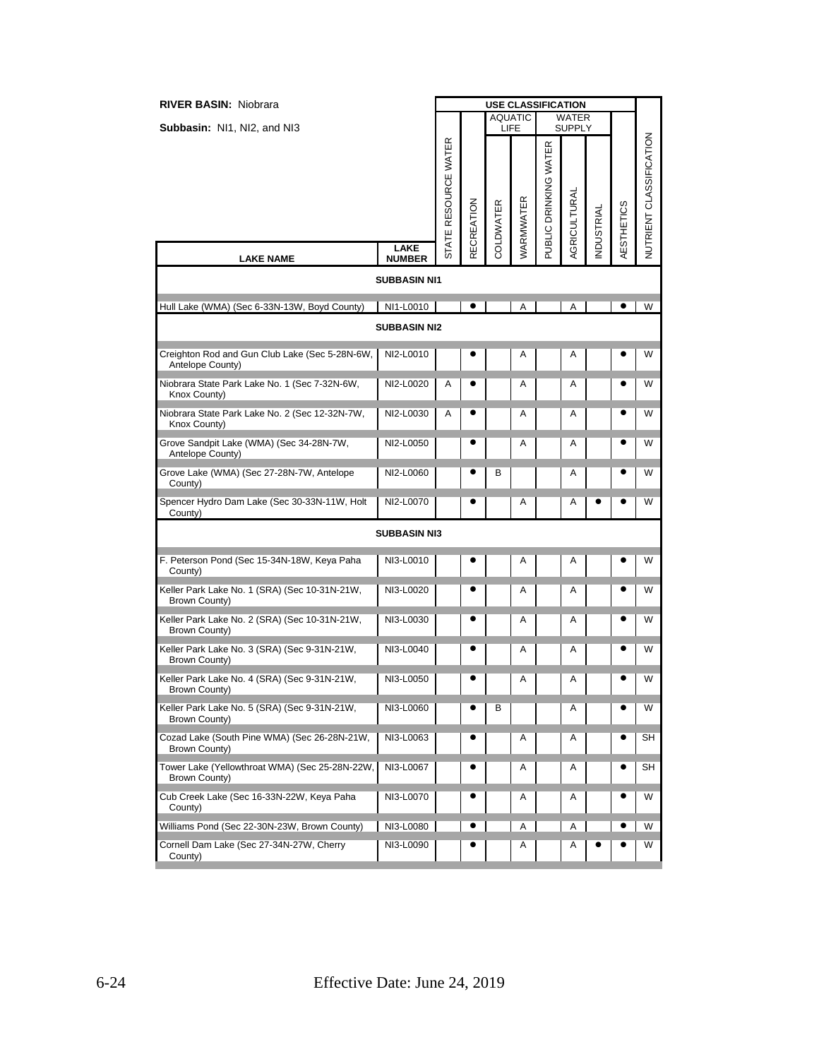**RIVER BASIN:** Niobrara

**Subbasin:** NI1, NI2, and NI3

| LAKE NAME | LAKE NUMBER | STATE RESOURCE WATER | RECREATION | AQUATIC LIFE: COLDWATER | AQUATIC LIFE: WARMWATER | WATER SUPPLY: PUBLIC DRINKING WATER | WATER SUPPLY: AGRICULTURAL | WATER SUPPLY: INDUSTRIAL | AESTHETICS | NUTRIENT CLASSIFICATION |
|---|---|---|---|---|---|---|---|---|---|---|
| **SUBBASIN NI1** | | | | | | | | | | |
| Hull Lake (WMA) (Sec 6-33N-13W, Boyd County) | NI1-L0010 | | ● | | A | | A | | ● | W |
| **SUBBASIN NI2** | | | | | | | | | | |
| Creighton Rod and Gun Club Lake (Sec 5-28N-6W, Antelope County) | NI2-L0010 | | ● | | A | | A | | ● | W |
| Niobrara State Park Lake No. 1 (Sec 7-32N-6W, Knox County) | NI2-L0020 | A | ● | | A | | A | | ● | W |
| Niobrara State Park Lake No. 2 (Sec 12-32N-7W, Knox County) | NI2-L0030 | A | ● | | A | | A | | ● | W |
| Grove Sandpit Lake (WMA) (Sec 34-28N-7W, Antelope County) | NI2-L0050 | | ● | | A | | A | | ● | W |
| Grove Lake (WMA) (Sec 27-28N-7W, Antelope County) | NI2-L0060 | | ● | B | | | A | | ● | W |
| Spencer Hydro Dam Lake (Sec 30-33N-11W, Holt County) | NI2-L0070 | | ● | | A | | A | ● | ● | W |
| **SUBBASIN NI3** | | | | | | | | | | |
| F. Peterson Pond (Sec 15-34N-18W, Keya Paha County) | NI3-L0010 | | ● | | A | | A | | ● | W |
| Keller Park Lake No. 1 (SRA) (Sec 10-31N-21W, Brown County) | NI3-L0020 | | ● | | A | | A | | ● | W |
| Keller Park Lake No. 2 (SRA) (Sec 10-31N-21W, Brown County) | NI3-L0030 | | ● | | A | | A | | ● | W |
| Keller Park Lake No. 3 (SRA) (Sec 9-31N-21W, Brown County) | NI3-L0040 | | ● | | A | | A | | ● | W |
| Keller Park Lake No. 4 (SRA) (Sec 9-31N-21W, Brown County) | NI3-L0050 | | ● | | A | | A | | ● | W |
| Keller Park Lake No. 5 (SRA) (Sec 9-31N-21W, Brown County) | NI3-L0060 | | ● | B | | | A | | ● | W |
| Cozad Lake (South Pine WMA) (Sec 26-28N-21W, Brown County) | NI3-L0063 | | ● | | A | | A | | ● | SH |
| Tower Lake (Yellowthroat WMA) (Sec 25-28N-22W, Brown County) | NI3-L0067 | | ● | | A | | A | | ● | SH |
| Cub Creek Lake (Sec 16-33N-22W, Keya Paha County) | NI3-L0070 | | ● | | A | | A | | ● | W |
| Williams Pond (Sec 22-30N-23W, Brown County) | NI3-L0080 | | ● | | A | | A | | ● | W |
| Cornell Dam Lake (Sec 27-34N-27W, Cherry County) | NI3-L0090 | | ● | | A | | A | ● | ● | W |

Effective Date: June 24, 2019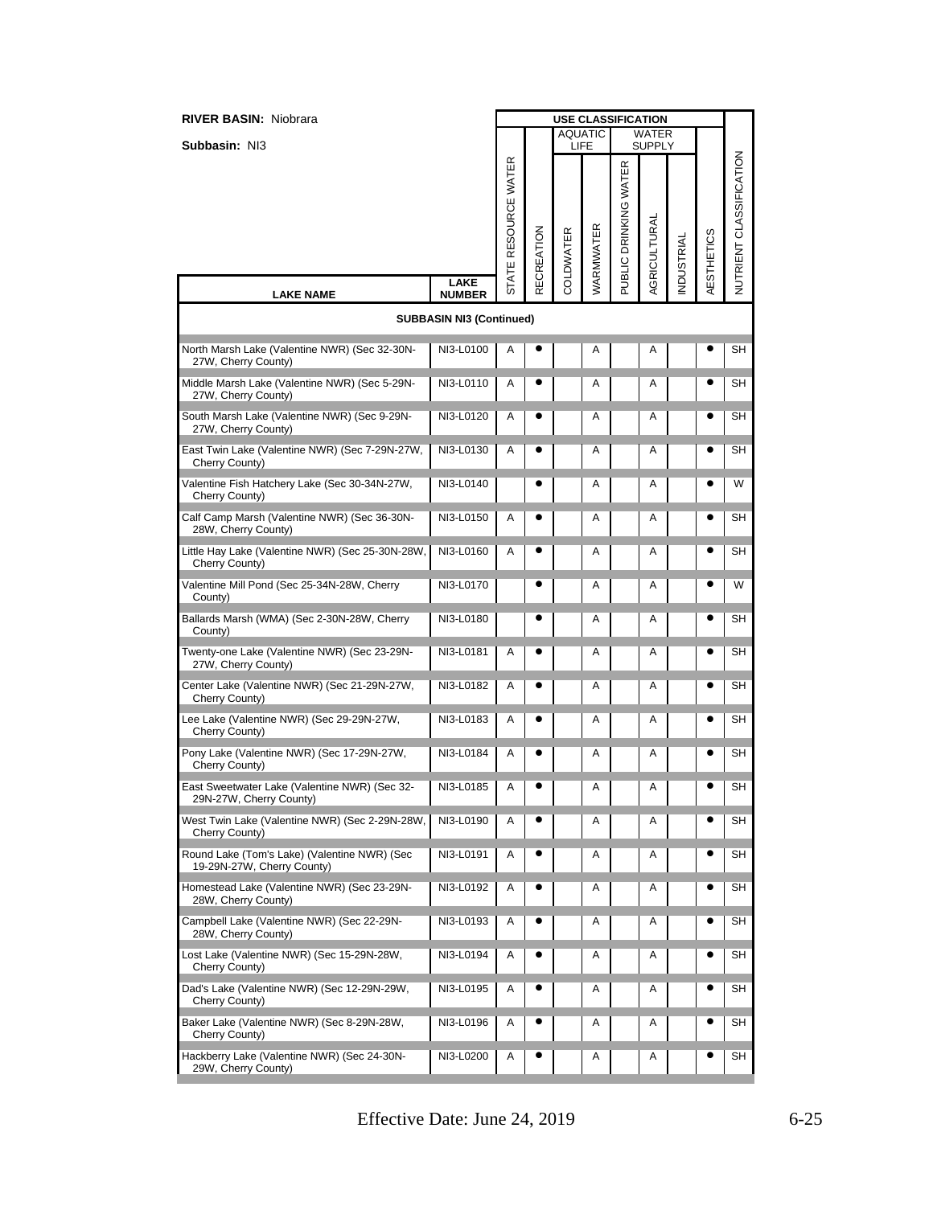**RIVER BASIN:** Niobrara

**Subbasin:** NI3

| LAKE NAME | LAKE NUMBER | STATE RESOURCE WATER | RECREATION | AQUATIC LIFE COLDWATER | AQUATIC LIFE WARMWATER | PUBLIC DRINKING WATER | WATER SUPPLY AGRICULTURAL | WATER SUPPLY INDUSTRIAL | AESTHETICS | NUTRIENT CLASSIFICATION |
|---|---|---|---|---|---|---|---|---|---|---|
| **SUBBASIN NI3 (Continued)** | | | | | | | | | | |
| North Marsh Lake (Valentine NWR) (Sec 32-30N-27W, Cherry County) | NI3-L0100 | A | ● | | A | | A | | ● | SH |
| Middle Marsh Lake (Valentine NWR) (Sec 5-29N-27W, Cherry County) | NI3-L0110 | A | ● | | A | | A | | ● | SH |
| South Marsh Lake (Valentine NWR) (Sec 9-29N-27W, Cherry County) | NI3-L0120 | A | ● | | A | | A | | ● | SH |
| East Twin Lake (Valentine NWR) (Sec 7-29N-27W, Cherry County) | NI3-L0130 | A | ● | | A | | A | | ● | SH |
| Valentine Fish Hatchery Lake (Sec 30-34N-27W, Cherry County) | NI3-L0140 | | ● | | A | | A | | ● | W |
| Calf Camp Marsh (Valentine NWR) (Sec 36-30N-28W, Cherry County) | NI3-L0150 | A | ● | | A | | A | | ● | SH |
| Little Hay Lake (Valentine NWR) (Sec 25-30N-28W, Cherry County) | NI3-L0160 | A | ● | | A | | A | | ● | SH |
| Valentine Mill Pond (Sec 25-34N-28W, Cherry County) | NI3-L0170 | | ● | | A | | A | | ● | W |
| Ballards Marsh (WMA) (Sec 2-30N-28W, Cherry County) | NI3-L0180 | | ● | | A | | A | | ● | SH |
| Twenty-one Lake (Valentine NWR) (Sec 23-29N-27W, Cherry County) | NI3-L0181 | A | ● | | A | | A | | ● | SH |
| Center Lake (Valentine NWR) (Sec 21-29N-27W, Cherry County) | NI3-L0182 | A | ● | | A | | A | | ● | SH |
| Lee Lake (Valentine NWR) (Sec 29-29N-27W, Cherry County) | NI3-L0183 | A | ● | | A | | A | | ● | SH |
| Pony Lake (Valentine NWR) (Sec 17-29N-27W, Cherry County) | NI3-L0184 | A | ● | | A | | A | | ● | SH |
| East Sweetwater Lake (Valentine NWR) (Sec 32-29N-27W, Cherry County) | NI3-L0185 | A | ● | | A | | A | | ● | SH |
| West Twin Lake (Valentine NWR) (Sec 2-29N-28W, Cherry County) | NI3-L0190 | A | ● | | A | | A | | ● | SH |
| Round Lake (Tom's Lake) (Valentine NWR) (Sec 19-29N-27W, Cherry County) | NI3-L0191 | A | ● | | A | | A | | ● | SH |
| Homestead Lake (Valentine NWR) (Sec 23-29N-28W, Cherry County) | NI3-L0192 | A | ● | | A | | A | | ● | SH |
| Campbell Lake (Valentine NWR) (Sec 22-29N-28W, Cherry County) | NI3-L0193 | A | ● | | A | | A | | ● | SH |
| Lost Lake (Valentine NWR) (Sec 15-29N-28W, Cherry County) | NI3-L0194 | A | ● | | A | | A | | ● | SH |
| Dad's Lake (Valentine NWR) (Sec 12-29N-29W, Cherry County) | NI3-L0195 | A | ● | | A | | A | | ● | SH |
| Baker Lake (Valentine NWR) (Sec 8-29N-28W, Cherry County) | NI3-L0196 | A | ● | | A | | A | | ● | SH |
| Hackberry Lake (Valentine NWR) (Sec 24-30N-29W, Cherry County) | NI3-L0200 | A | ● | | A | | A | | ● | SH |

Effective Date: June 24, 2019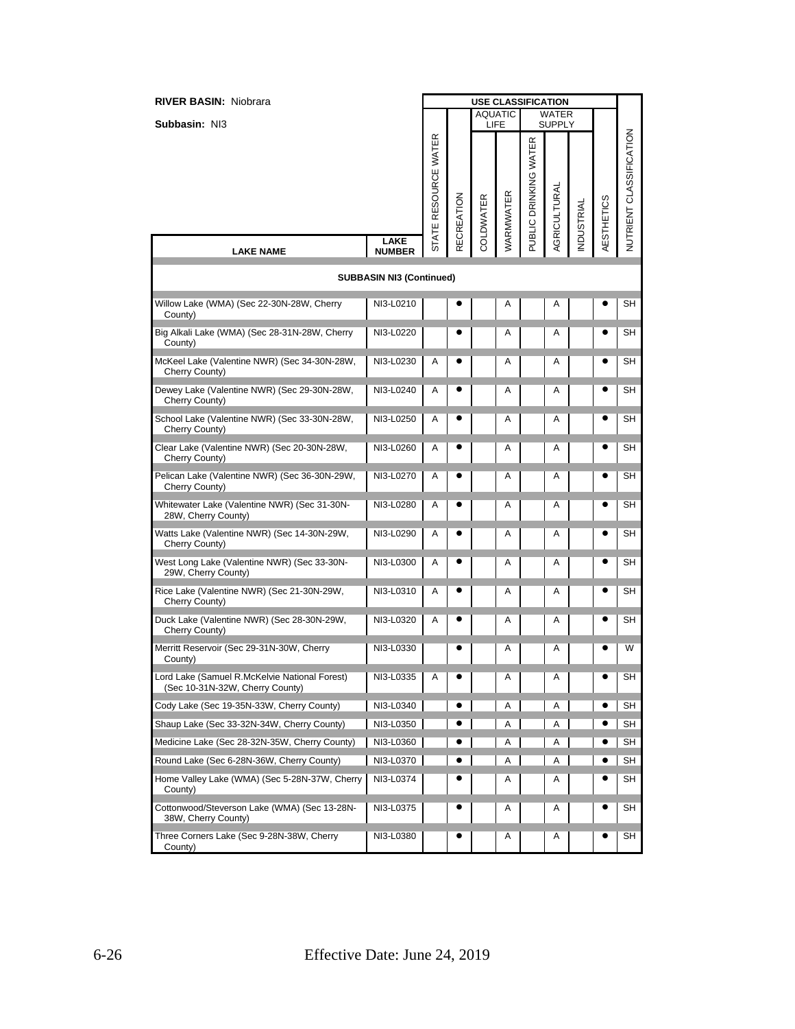**RIVER BASIN:** Niobrara

**Subbasin:** NI3

| LAKE NAME | LAKE NUMBER | USE CLASSIFICATION | | | | | | | | |
|---|---|---|---|---|---|---|---|---|---|---|
| | | | | AQUATIC LIFE | | WATER SUPPLY | | | | |
| | | STATE RESOURCE WATER | RECREATION | COLDWATER | WARMWATER | PUBLIC DRINKING WATER | AGRICULTURAL | INDUSTRIAL | AESTHETICS | NUTRIENT CLASSIFICATION |
| **SUBBASIN NI3 (Continued)** | | | | | | | | | | |
| Willow Lake (WMA) (Sec 22-30N-28W, Cherry County) | NI3-L0210 | | ● | | A | | A | | ● | SH |
| Big Alkali Lake (WMA) (Sec 28-31N-28W, Cherry County) | NI3-L0220 | | ● | | A | | A | | ● | SH |
| McKeel Lake (Valentine NWR) (Sec 34-30N-28W, Cherry County) | NI3-L0230 | A | ● | | A | | A | | ● | SH |
| Dewey Lake (Valentine NWR) (Sec 29-30N-28W, Cherry County) | NI3-L0240 | A | ● | | A | | A | | ● | SH |
| School Lake (Valentine NWR) (Sec 33-30N-28W, Cherry County) | NI3-L0250 | A | ● | | A | | A | | ● | SH |
| Clear Lake (Valentine NWR) (Sec 20-30N-28W, Cherry County) | NI3-L0260 | A | ● | | A | | A | | ● | SH |
| Pelican Lake (Valentine NWR) (Sec 36-30N-29W, Cherry County) | NI3-L0270 | A | ● | | A | | A | | ● | SH |
| Whitewater Lake (Valentine NWR) (Sec 31-30N-28W, Cherry County) | NI3-L0280 | A | ● | | A | | A | | ● | SH |
| Watts Lake (Valentine NWR) (Sec 14-30N-29W, Cherry County) | NI3-L0290 | A | ● | | A | | A | | ● | SH |
| West Long Lake (Valentine NWR) (Sec 33-30N-29W, Cherry County) | NI3-L0300 | A | ● | | A | | A | | ● | SH |
| Rice Lake (Valentine NWR) (Sec 21-30N-29W, Cherry County) | NI3-L0310 | A | ● | | A | | A | | ● | SH |
| Duck Lake (Valentine NWR) (Sec 28-30N-29W, Cherry County) | NI3-L0320 | A | ● | | A | | A | | ● | SH |
| Merritt Reservoir (Sec 29-31N-30W, Cherry County) | NI3-L0330 | | ● | | A | | A | | ● | W |
| Lord Lake (Samuel R.McKelvie National Forest) (Sec 10-31N-32W, Cherry County) | NI3-L0335 | A | ● | | A | | A | | ● | SH |
| Cody Lake (Sec 19-35N-33W, Cherry County) | NI3-L0340 | | ● | | A | | A | | ● | SH |
| Shaup Lake (Sec 33-32N-34W, Cherry County) | NI3-L0350 | | ● | | A | | A | | ● | SH |
| Medicine Lake (Sec 28-32N-35W, Cherry County) | NI3-L0360 | | ● | | A | | A | | ● | SH |
| Round Lake (Sec 6-28N-36W, Cherry County) | NI3-L0370 | | ● | | A | | A | | ● | SH |
| Home Valley Lake (WMA) (Sec 5-28N-37W, Cherry County) | NI3-L0374 | | ● | | A | | A | | ● | SH |
| Cottonwood/Steverson Lake (WMA) (Sec 13-28N-38W, Cherry County) | NI3-L0375 | | ● | | A | | A | | ● | SH |
| Three Corners Lake (Sec 9-28N-38W, Cherry County) | NI3-L0380 | | ● | | A | | A | | ● | SH |

Effective Date: June 24, 2019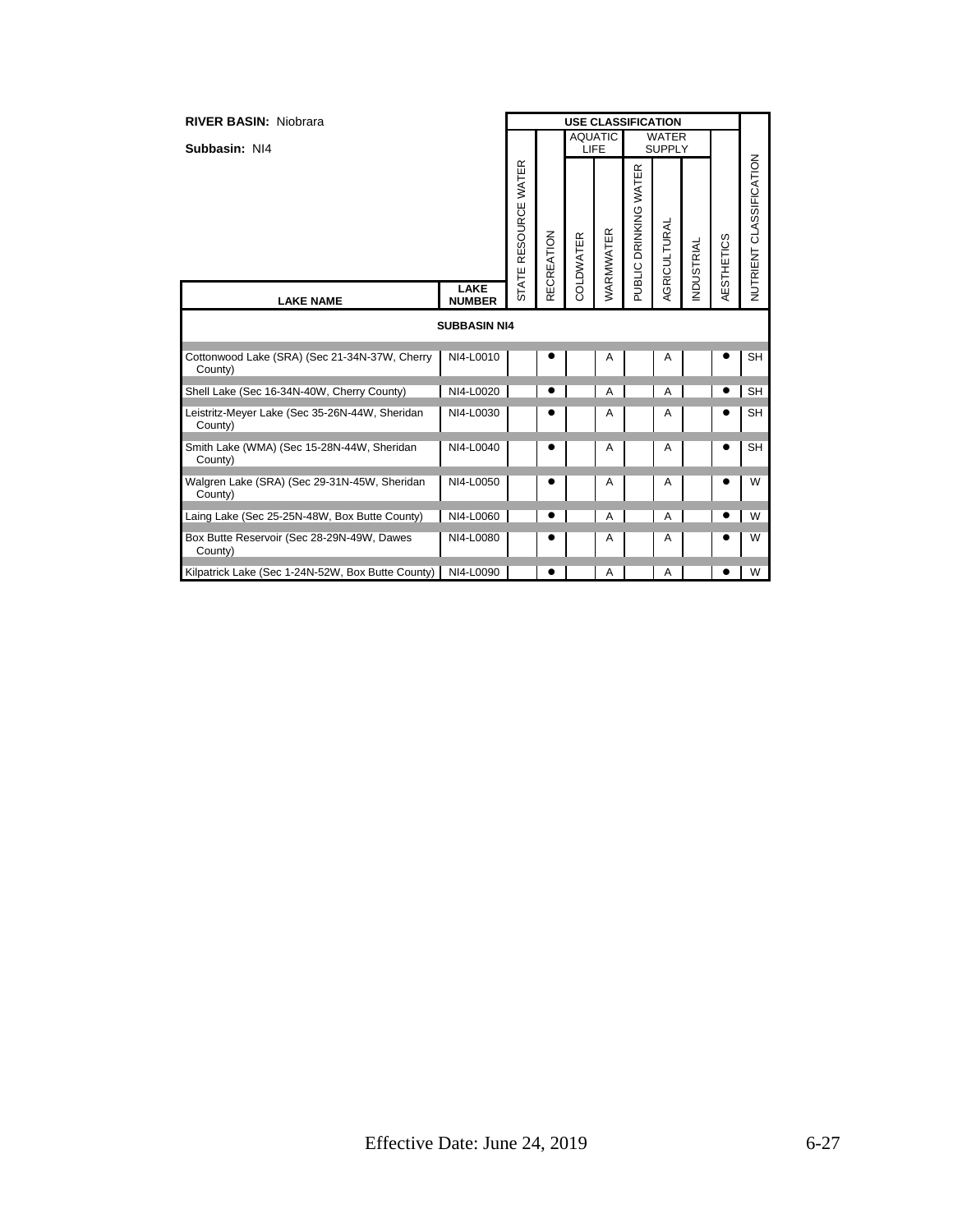**RIVER BASIN:** Niobrara

**Subbasin:** NI4

| LAKE NAME | LAKE NUMBER | USE CLASSIFICATION | | | | | | | | | |
|---|---|---|---|---|---|---|---|---|---|---|---|
| | | | | AQUATIC LIFE | | WATER SUPPLY | | | | | |
| | | STATE RESOURCE WATER | RECREATION | COLDWATER | WARMWATER | PUBLIC DRINKING WATER | AGRICULTURAL | INDUSTRIAL | AESTHETICS | NUTRIENT CLASSIFICATION |
| **SUBBASIN NI4** | | | | | | | | | | |
| Cottonwood Lake (SRA) (Sec 21-34N-37W, Cherry County) | NI4-L0010 | | ● | | A | | A | | ● | SH |
| Shell Lake (Sec 16-34N-40W, Cherry County) | NI4-L0020 | | ● | | A | | A | | ● | SH |
| Leistritz-Meyer Lake (Sec 35-26N-44W, Sheridan County) | NI4-L0030 | | ● | | A | | A | | ● | SH |
| Smith Lake (WMA) (Sec 15-28N-44W, Sheridan County) | NI4-L0040 | | ● | | A | | A | | ● | SH |
| Walgren Lake (SRA) (Sec 29-31N-45W, Sheridan County) | NI4-L0050 | | ● | | A | | A | | ● | W |
| Laing Lake (Sec 25-25N-48W, Box Butte County) | NI4-L0060 | | ● | | A | | A | | ● | W |
| Box Butte Reservoir (Sec 28-29N-49W, Dawes County) | NI4-L0080 | | ● | | A | | A | | ● | W |
| Kilpatrick Lake (Sec 1-24N-52W, Box Butte County) | NI4-L0090 | | ● | | A | | A | | ● | W |

Effective Date: June 24, 2019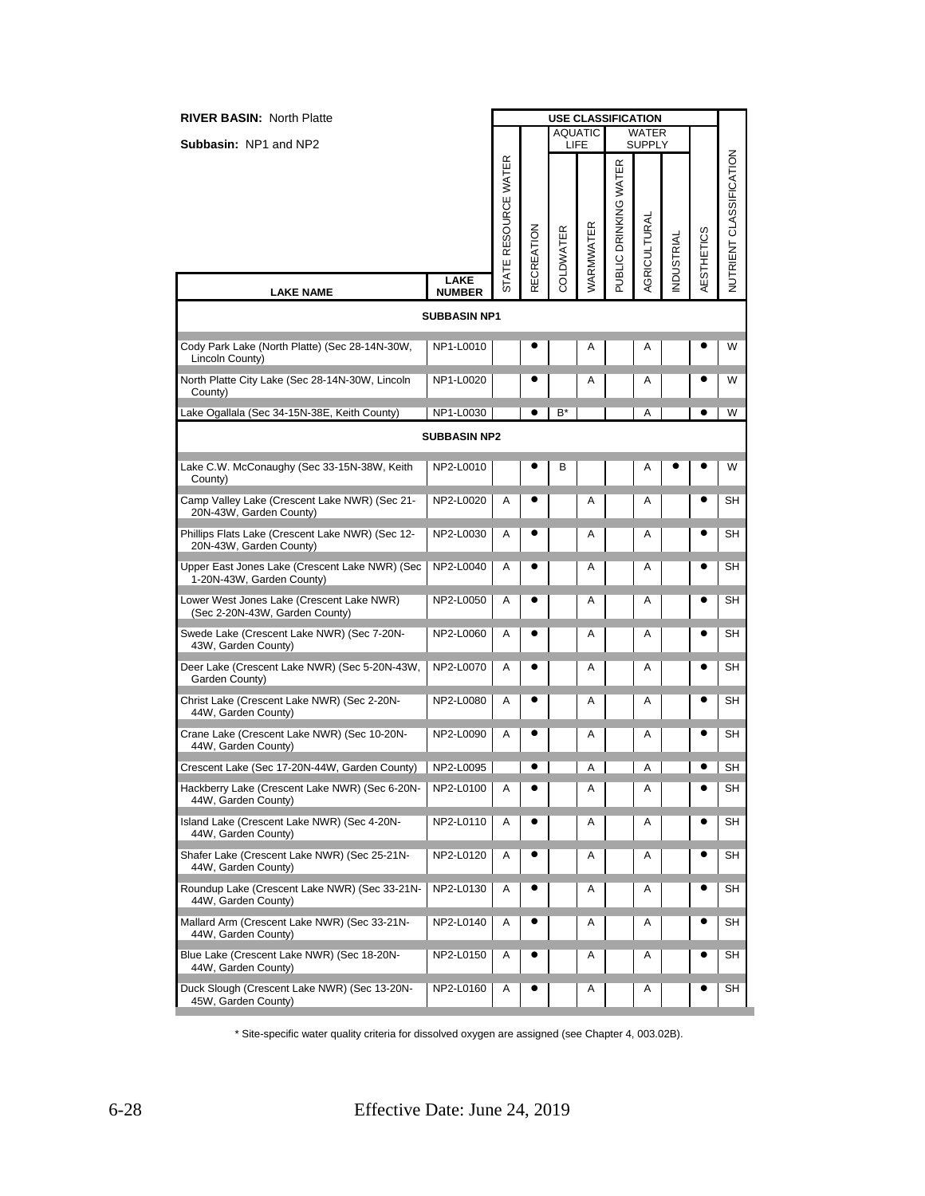**RIVER BASIN:** North Platte

**Subbasin:** NP1 and NP2

| LAKE NAME | LAKE NUMBER | STATE RESOURCE WATER | RECREATION | AQUATIC LIFE: COLDWATER | AQUATIC LIFE: WARMWATER | WATER SUPPLY: PUBLIC DRINKING WATER | WATER SUPPLY: AGRICULTURAL | WATER SUPPLY: INDUSTRIAL | AESTHETICS | NUTRIENT CLASSIFICATION |
|---|---|---|---|---|---|---|---|---|---|---|
| **SUBBASIN NP1** | | | | | | | | | | |
| Cody Park Lake (North Platte) (Sec 28-14N-30W, Lincoln County) | NP1-L0010 | | ● | | A | | A | | ● | W |
| North Platte City Lake (Sec 28-14N-30W, Lincoln County) | NP1-L0020 | | ● | | A | | A | | ● | W |
| Lake Ogallala (Sec 34-15N-38E, Keith County) | NP1-L0030 | | ● | B* | | | A | | ● | W |
| **SUBBASIN NP2** | | | | | | | | | | |
| Lake C.W. McConaughy (Sec 33-15N-38W, Keith County) | NP2-L0010 | | ● | B | | | A | ● | ● | W |
| Camp Valley Lake (Crescent Lake NWR) (Sec 21-20N-43W, Garden County) | NP2-L0020 | A | ● | | A | | A | | ● | SH |
| Phillips Flats Lake (Crescent Lake NWR) (Sec 12-20N-43W, Garden County) | NP2-L0030 | A | ● | | A | | A | | ● | SH |
| Upper East Jones Lake (Crescent Lake NWR) (Sec 1-20N-43W, Garden County) | NP2-L0040 | A | ● | | A | | A | | ● | SH |
| Lower West Jones Lake (Crescent Lake NWR) (Sec 2-20N-43W, Garden County) | NP2-L0050 | A | ● | | A | | A | | ● | SH |
| Swede Lake (Crescent Lake NWR) (Sec 7-20N-43W, Garden County) | NP2-L0060 | A | ● | | A | | A | | ● | SH |
| Deer Lake (Crescent Lake NWR) (Sec 5-20N-43W, Garden County) | NP2-L0070 | A | ● | | A | | A | | ● | SH |
| Christ Lake (Crescent Lake NWR) (Sec 2-20N-44W, Garden County) | NP2-L0080 | A | ● | | A | | A | | ● | SH |
| Crane Lake (Crescent Lake NWR) (Sec 10-20N-44W, Garden County) | NP2-L0090 | A | ● | | A | | A | | ● | SH |
| Crescent Lake (Sec 17-20N-44W, Garden County) | NP2-L0095 | | ● | | A | | A | | ● | SH |
| Hackberry Lake (Crescent Lake NWR) (Sec 6-20N-44W, Garden County) | NP2-L0100 | A | ● | | A | | A | | ● | SH |
| Island Lake (Crescent Lake NWR) (Sec 4-20N-44W, Garden County) | NP2-L0110 | A | ● | | A | | A | | ● | SH |
| Shafer Lake (Crescent Lake NWR) (Sec 25-21N-44W, Garden County) | NP2-L0120 | A | ● | | A | | A | | ● | SH |
| Roundup Lake (Crescent Lake NWR) (Sec 33-21N-44W, Garden County) | NP2-L0130 | A | ● | | A | | A | | ● | SH |
| Mallard Arm (Crescent Lake NWR) (Sec 33-21N-44W, Garden County) | NP2-L0140 | A | ● | | A | | A | | ● | SH |
| Blue Lake (Crescent Lake NWR) (Sec 18-20N-44W, Garden County) | NP2-L0150 | A | ● | | A | | A | | ● | SH |
| Duck Slough (Crescent Lake NWR) (Sec 13-20N-45W, Garden County) | NP2-L0160 | A | ● | | A | | A | | ● | SH |

\* Site-specific water quality criteria for dissolved oxygen are assigned (see Chapter 4, 003.02B).

Effective Date: June 24, 2019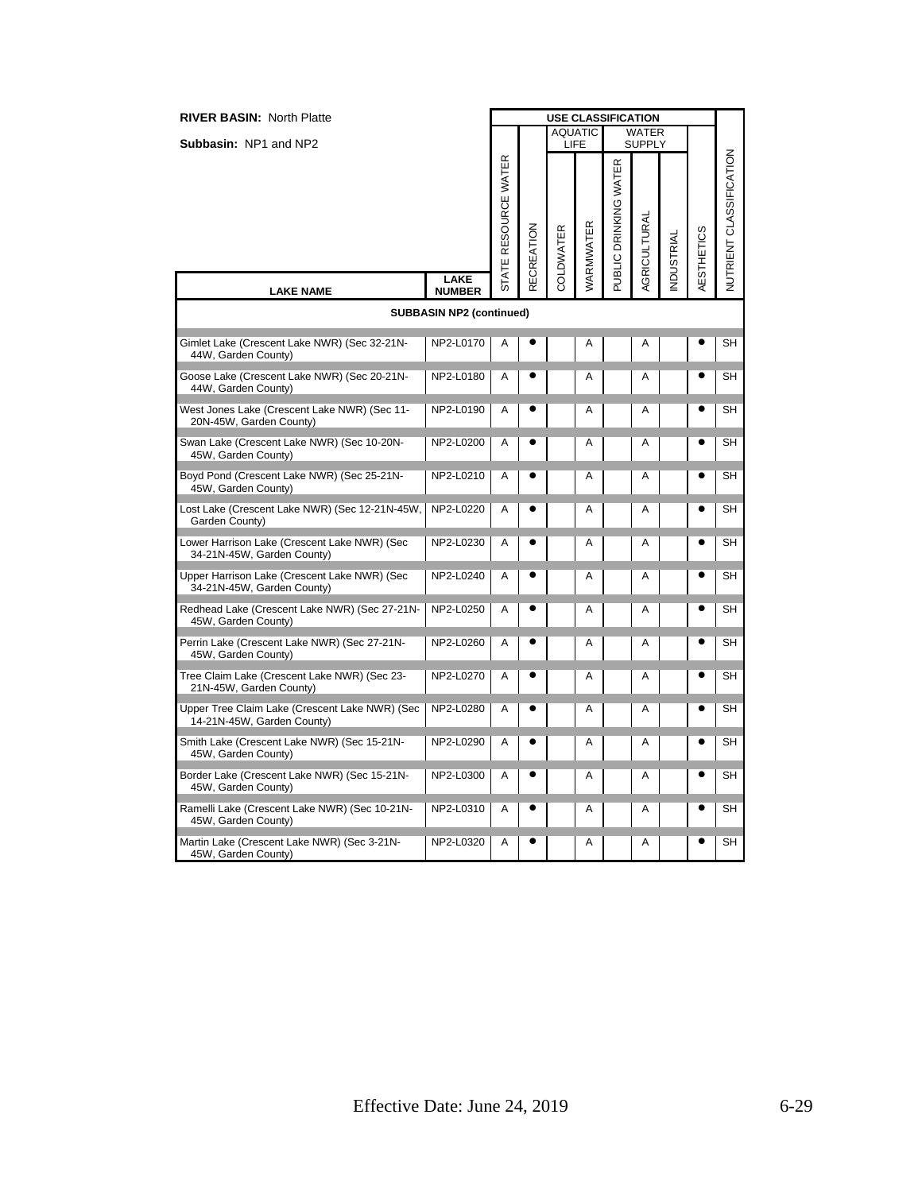**RIVER BASIN:** North Platte

**Subbasin:** NP1 and NP2

| LAKE NAME | LAKE NUMBER | USE CLASSIFICATION | | | | | | | | |
|---|---|---|---|---|---|---|---|---|---|---|
| | | | | AQUATIC LIFE | | WATER SUPPLY | | | | |
| | | STATE RESOURCE WATER | RECREATION | COLDWATER | WARMWATER | PUBLIC DRINKING WATER | AGRICULTURAL | INDUSTRIAL | AESTHETICS | NUTRIENT CLASSIFICATION |
| **SUBBASIN NP2 (continued)** | | | | | | | | | | |
| Gimlet Lake (Crescent Lake NWR) (Sec 32-21N-44W, Garden County) | NP2-L0170 | A | ● | | A | | A | | ● | SH |
| Goose Lake (Crescent Lake NWR) (Sec 20-21N-44W, Garden County) | NP2-L0180 | A | ● | | A | | A | | ● | SH |
| West Jones Lake (Crescent Lake NWR) (Sec 11-20N-45W, Garden County) | NP2-L0190 | A | ● | | A | | A | | ● | SH |
| Swan Lake (Crescent Lake NWR) (Sec 10-20N-45W, Garden County) | NP2-L0200 | A | ● | | A | | A | | ● | SH |
| Boyd Pond (Crescent Lake NWR) (Sec 25-21N-45W, Garden County) | NP2-L0210 | A | ● | | A | | A | | ● | SH |
| Lost Lake (Crescent Lake NWR) (Sec 12-21N-45W, Garden County) | NP2-L0220 | A | ● | | A | | A | | ● | SH |
| Lower Harrison Lake (Crescent Lake NWR) (Sec 34-21N-45W, Garden County) | NP2-L0230 | A | ● | | A | | A | | ● | SH |
| Upper Harrison Lake (Crescent Lake NWR) (Sec 34-21N-45W, Garden County) | NP2-L0240 | A | ● | | A | | A | | ● | SH |
| Redhead Lake (Crescent Lake NWR) (Sec 27-21N-45W, Garden County) | NP2-L0250 | A | ● | | A | | A | | ● | SH |
| Perrin Lake (Crescent Lake NWR) (Sec 27-21N-45W, Garden County) | NP2-L0260 | A | ● | | A | | A | | ● | SH |
| Tree Claim Lake (Crescent Lake NWR) (Sec 23-21N-45W, Garden County) | NP2-L0270 | A | ● | | A | | A | | ● | SH |
| Upper Tree Claim Lake (Crescent Lake NWR) (Sec 14-21N-45W, Garden County) | NP2-L0280 | A | ● | | A | | A | | ● | SH |
| Smith Lake (Crescent Lake NWR) (Sec 15-21N-45W, Garden County) | NP2-L0290 | A | ● | | A | | A | | ● | SH |
| Border Lake (Crescent Lake NWR) (Sec 15-21N-45W, Garden County) | NP2-L0300 | A | ● | | A | | A | | ● | SH |
| Ramelli Lake (Crescent Lake NWR) (Sec 10-21N-45W, Garden County) | NP2-L0310 | A | ● | | A | | A | | ● | SH |
| Martin Lake (Crescent Lake NWR) (Sec 3-21N-45W, Garden County) | NP2-L0320 | A | ● | | A | | A | | ● | SH |

Effective Date: June 24, 2019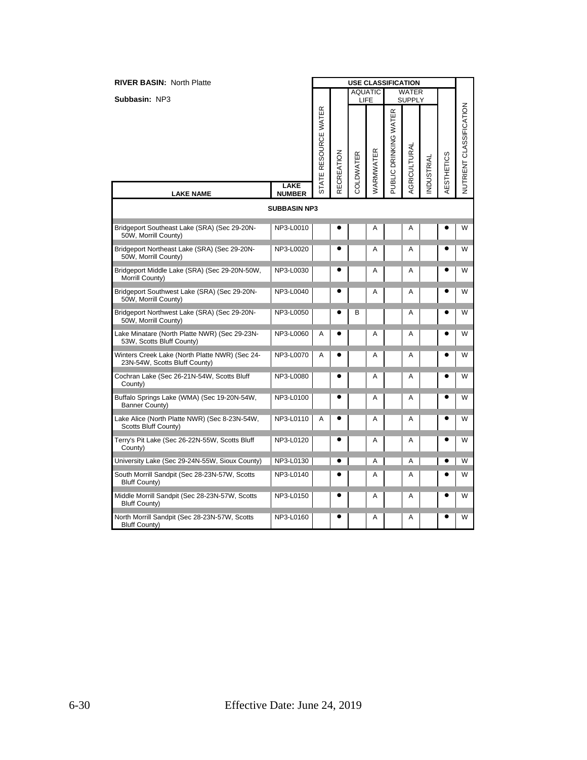**RIVER BASIN:** North Platte

**Subbasin:** NP3

| LAKE NAME | LAKE NUMBER | USE CLASSIFICATION | | | | | | | | | NUTRIENT CLASSIFICATION |
|---|---|---|---|---|---|---|---|---|---|---|---|
| | | STATE RESOURCE WATER | RECREATION | AQUATIC LIFE | | WATER SUPPLY | | | AESTHETICS | | |
| | | | | COLDWATER | WARMWATER | PUBLIC DRINKING WATER | AGRICULTURAL | INDUSTRIAL | | | |
| **SUBBASIN NP3** | | | | | | | | | | | |
| Bridgeport Southeast Lake (SRA) (Sec 29-20N-50W, Morrill County) | NP3-L0010 | | ● | | A | | A | | ● | | W |
| Bridgeport Northeast Lake (SRA) (Sec 29-20N-50W, Morrill County) | NP3-L0020 | | ● | | A | | A | | ● | | W |
| Bridgeport Middle Lake (SRA) (Sec 29-20N-50W, Morrill County) | NP3-L0030 | | ● | | A | | A | | ● | | W |
| Bridgeport Southwest Lake (SRA) (Sec 29-20N-50W, Morrill County) | NP3-L0040 | | ● | | A | | A | | ● | | W |
| Bridgeport Northwest Lake (SRA) (Sec 29-20N-50W, Morrill County) | NP3-L0050 | | ● | B | | | A | | ● | | W |
| Lake Minatare (North Platte NWR) (Sec 29-23N-53W, Scotts Bluff County) | NP3-L0060 | A | ● | | A | | A | | ● | | W |
| Winters Creek Lake (North Platte NWR) (Sec 24-23N-54W, Scotts Bluff County) | NP3-L0070 | A | ● | | A | | A | | ● | | W |
| Cochran Lake (Sec 26-21N-54W, Scotts Bluff County) | NP3-L0080 | | ● | | A | | A | | ● | | W |
| Buffalo Springs Lake (WMA) (Sec 19-20N-54W, Banner County) | NP3-L0100 | | ● | | A | | A | | ● | | W |
| Lake Alice (North Platte NWR) (Sec 8-23N-54W, Scotts Bluff County) | NP3-L0110 | A | ● | | A | | A | | ● | | W |
| Terry's Pit Lake (Sec 26-22N-55W, Scotts Bluff County) | NP3-L0120 | | ● | | A | | A | | ● | | W |
| University Lake (Sec 29-24N-55W, Sioux County) | NP3-L0130 | | ● | | A | | A | | ● | | W |
| South Morrill Sandpit (Sec 28-23N-57W, Scotts Bluff County) | NP3-L0140 | | ● | | A | | A | | ● | | W |
| Middle Morrill Sandpit (Sec 28-23N-57W, Scotts Bluff County) | NP3-L0150 | | ● | | A | | A | | ● | | W |
| North Morrill Sandpit (Sec 28-23N-57W, Scotts Bluff County) | NP3-L0160 | | ● | | A | | A | | ● | | W |

Effective Date: June 24, 2019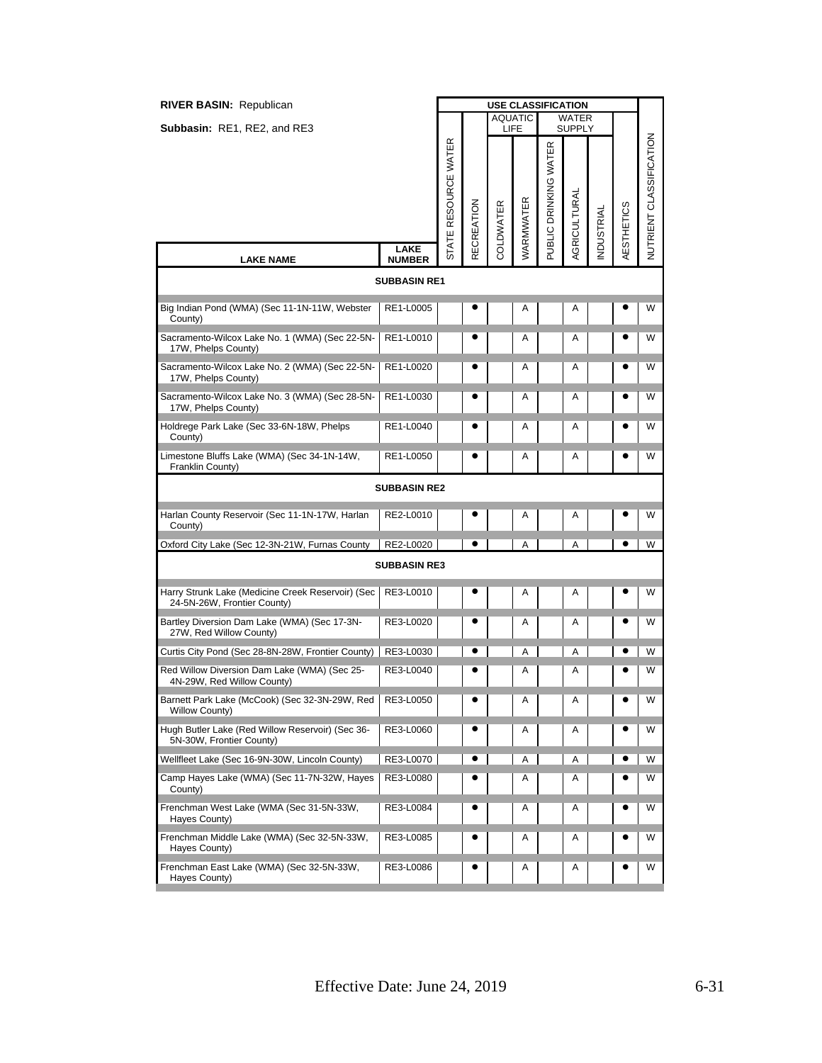**RIVER BASIN:** Republican

**Subbasin:** RE1, RE2, and RE3

| LAKE NAME | LAKE NUMBER | USE CLASSIFICATION | | | | | | | | NUTRIENT CLASSIFICATION |
|---|---|---|---|---|---|---|---|---|---|---|
| | | | | AQUATIC LIFE | | WATER SUPPLY | | | | |
| | | STATE RESOURCE WATER | RECREATION | COLDWATER | WARMWATER | PUBLIC DRINKING WATER | AGRICULTURAL | INDUSTRIAL | AESTHETICS | |
| **SUBBASIN RE1** | | | | | | | | | | |
| Big Indian Pond (WMA) (Sec 11-1N-11W, Webster County) | RE1-L0005 | | ● | | A | | A | | ● | W |
| Sacramento-Wilcox Lake No. 1 (WMA) (Sec 22-5N-17W, Phelps County) | RE1-L0010 | | ● | | A | | A | | ● | W |
| Sacramento-Wilcox Lake No. 2 (WMA) (Sec 22-5N-17W, Phelps County) | RE1-L0020 | | ● | | A | | A | | ● | W |
| Sacramento-Wilcox Lake No. 3 (WMA) (Sec 28-5N-17W, Phelps County) | RE1-L0030 | | ● | | A | | A | | ● | W |
| Holdrege Park Lake (Sec 33-6N-18W, Phelps County) | RE1-L0040 | | ● | | A | | A | | ● | W |
| Limestone Bluffs Lake (WMA) (Sec 34-1N-14W, Franklin County) | RE1-L0050 | | ● | | A | | A | | ● | W |
| **SUBBASIN RE2** | | | | | | | | | | |
| Harlan County Reservoir (Sec 11-1N-17W, Harlan County) | RE2-L0010 | | ● | | A | | A | | ● | W |
| Oxford City Lake (Sec 12-3N-21W, Furnas County | RE2-L0020 | | ● | | A | | A | | ● | W |
| **SUBBASIN RE3** | | | | | | | | | | |
| Harry Strunk Lake (Medicine Creek Reservoir) (Sec 24-5N-26W, Frontier County) | RE3-L0010 | | ● | | A | | A | | ● | W |
| Bartley Diversion Dam Lake (WMA) (Sec 17-3N-27W, Red Willow County) | RE3-L0020 | | ● | | A | | A | | ● | W |
| Curtis City Pond (Sec 28-8N-28W, Frontier County) | RE3-L0030 | | ● | | A | | A | | ● | W |
| Red Willow Diversion Dam Lake (WMA) (Sec 25-4N-29W, Red Willow County) | RE3-L0040 | | ● | | A | | A | | ● | W |
| Barnett Park Lake (McCook) (Sec 32-3N-29W, Red Willow County) | RE3-L0050 | | ● | | A | | A | | ● | W |
| Hugh Butler Lake (Red Willow Reservoir) (Sec 36-5N-30W, Frontier County) | RE3-L0060 | | ● | | A | | A | | ● | W |
| Wellfleet Lake (Sec 16-9N-30W, Lincoln County) | RE3-L0070 | | ● | | A | | A | | ● | W |
| Camp Hayes Lake (WMA) (Sec 11-7N-32W, Hayes County) | RE3-L0080 | | ● | | A | | A | | ● | W |
| Frenchman West Lake (WMA (Sec 31-5N-33W, Hayes County) | RE3-L0084 | | ● | | A | | A | | ● | W |
| Frenchman Middle Lake (WMA) (Sec 32-5N-33W, Hayes County) | RE3-L0085 | | ● | | A | | A | | ● | W |
| Frenchman East Lake (WMA) (Sec 32-5N-33W, Hayes County) | RE3-L0086 | | ● | | A | | A | | ● | W |

Effective Date: June 24, 2019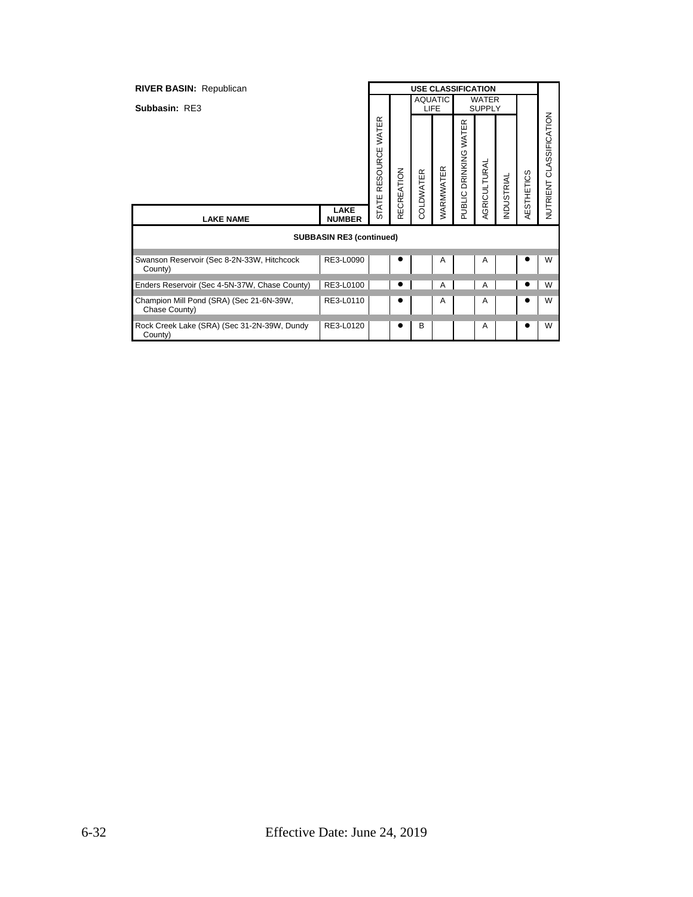**RIVER BASIN:** Republican

**Subbasin:** RE3

| LAKE NAME | LAKE NUMBER | STATE RESOURCE WATER | RECREATION | AQUATIC LIFE: COLDWATER | AQUATIC LIFE: WARMWATER | WATER SUPPLY: PUBLIC DRINKING WATER | WATER SUPPLY: AGRICULTURAL | WATER SUPPLY: INDUSTRIAL | AESTHETICS | NUTRIENT CLASSIFICATION |
|---|---|---|---|---|---|---|---|---|---|---|
| **SUBBASIN RE3 (continued)** | | | | | | | | | | |
| Swanson Reservoir (Sec 8-2N-33W, Hitchcock County) | RE3-L0090 | | ● | | A | | A | | ● | W |
| Enders Reservoir (Sec 4-5N-37W, Chase County) | RE3-L0100 | | ● | | A | | A | | ● | W |
| Champion Mill Pond (SRA) (Sec 21-6N-39W, Chase County) | RE3-L0110 | | ● | | A | | A | | ● | W |
| Rock Creek Lake (SRA) (Sec 31-2N-39W, Dundy County) | RE3-L0120 | | ● | B | | | A | | ● | W |

Effective Date: June 24, 2019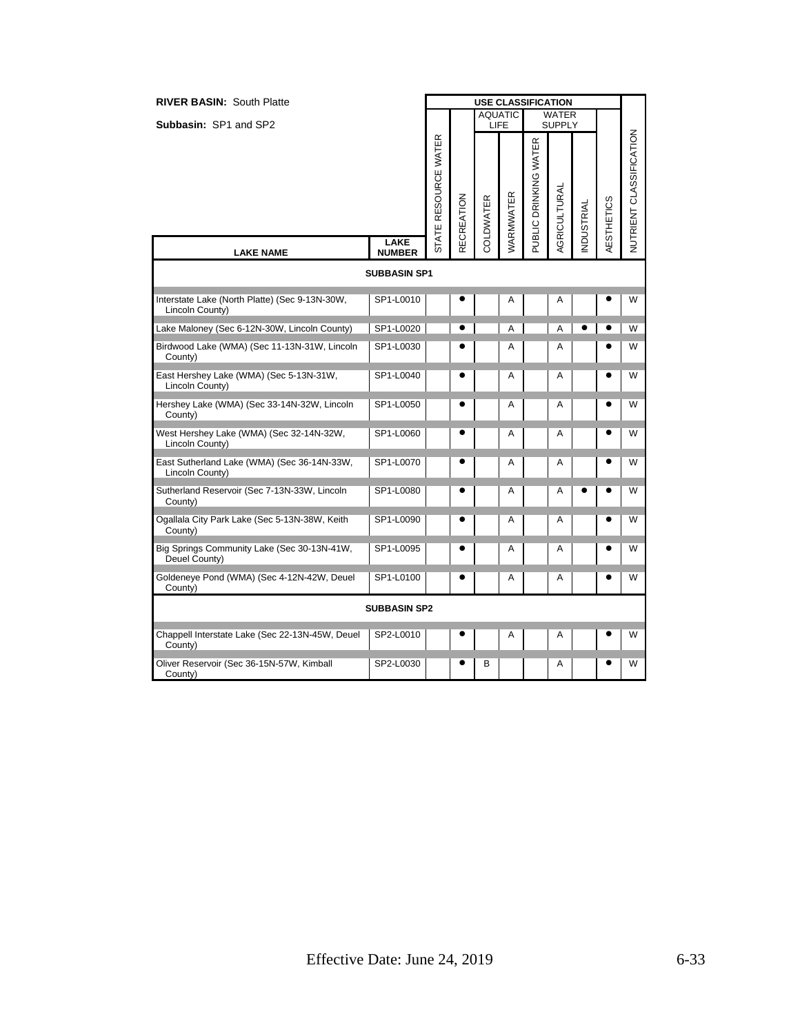**RIVER BASIN:** South Platte

**Subbasin:** SP1 and SP2

| LAKE NAME | LAKE NUMBER | STATE RESOURCE WATER | RECREATION | AQUATIC LIFE: COLDWATER | AQUATIC LIFE: WARMWATER | WATER SUPPLY: PUBLIC DRINKING WATER | WATER SUPPLY: AGRICULTURAL | WATER SUPPLY: INDUSTRIAL | AESTHETICS | NUTRIENT CLASSIFICATION |
|---|---|---|---|---|---|---|---|---|---|---|
| **SUBBASIN SP1** | | | | | | | | | | |
| Interstate Lake (North Platte) (Sec 9-13N-30W, Lincoln County) | SP1-L0010 | | ● | | A | | A | | ● | W |
| Lake Maloney (Sec 6-12N-30W, Lincoln County) | SP1-L0020 | | ● | | A | | A | ● | ● | W |
| Birdwood Lake (WMA) (Sec 11-13N-31W, Lincoln County) | SP1-L0030 | | ● | | A | | A | | ● | W |
| East Hershey Lake (WMA) (Sec 5-13N-31W, Lincoln County) | SP1-L0040 | | ● | | A | | A | | ● | W |
| Hershey Lake (WMA) (Sec 33-14N-32W, Lincoln County) | SP1-L0050 | | ● | | A | | A | | ● | W |
| West Hershey Lake (WMA) (Sec 32-14N-32W, Lincoln County) | SP1-L0060 | | ● | | A | | A | | ● | W |
| East Sutherland Lake (WMA) (Sec 36-14N-33W, Lincoln County) | SP1-L0070 | | ● | | A | | A | | ● | W |
| Sutherland Reservoir (Sec 7-13N-33W, Lincoln County) | SP1-L0080 | | ● | | A | | A | ● | ● | W |
| Ogallala City Park Lake (Sec 5-13N-38W, Keith County) | SP1-L0090 | | ● | | A | | A | | ● | W |
| Big Springs Community Lake (Sec 30-13N-41W, Deuel County) | SP1-L0095 | | ● | | A | | A | | ● | W |
| Goldeneye Pond (WMA) (Sec 4-12N-42W, Deuel County) | SP1-L0100 | | ● | | A | | A | | ● | W |
| **SUBBASIN SP2** | | | | | | | | | | |
| Chappell Interstate Lake (Sec 22-13N-45W, Deuel County) | SP2-L0010 | | ● | | A | | A | | ● | W |
| Oliver Reservoir (Sec 36-15N-57W, Kimball County) | SP2-L0030 | | ● | B | | | A | | ● | W |

Effective Date: June 24, 2019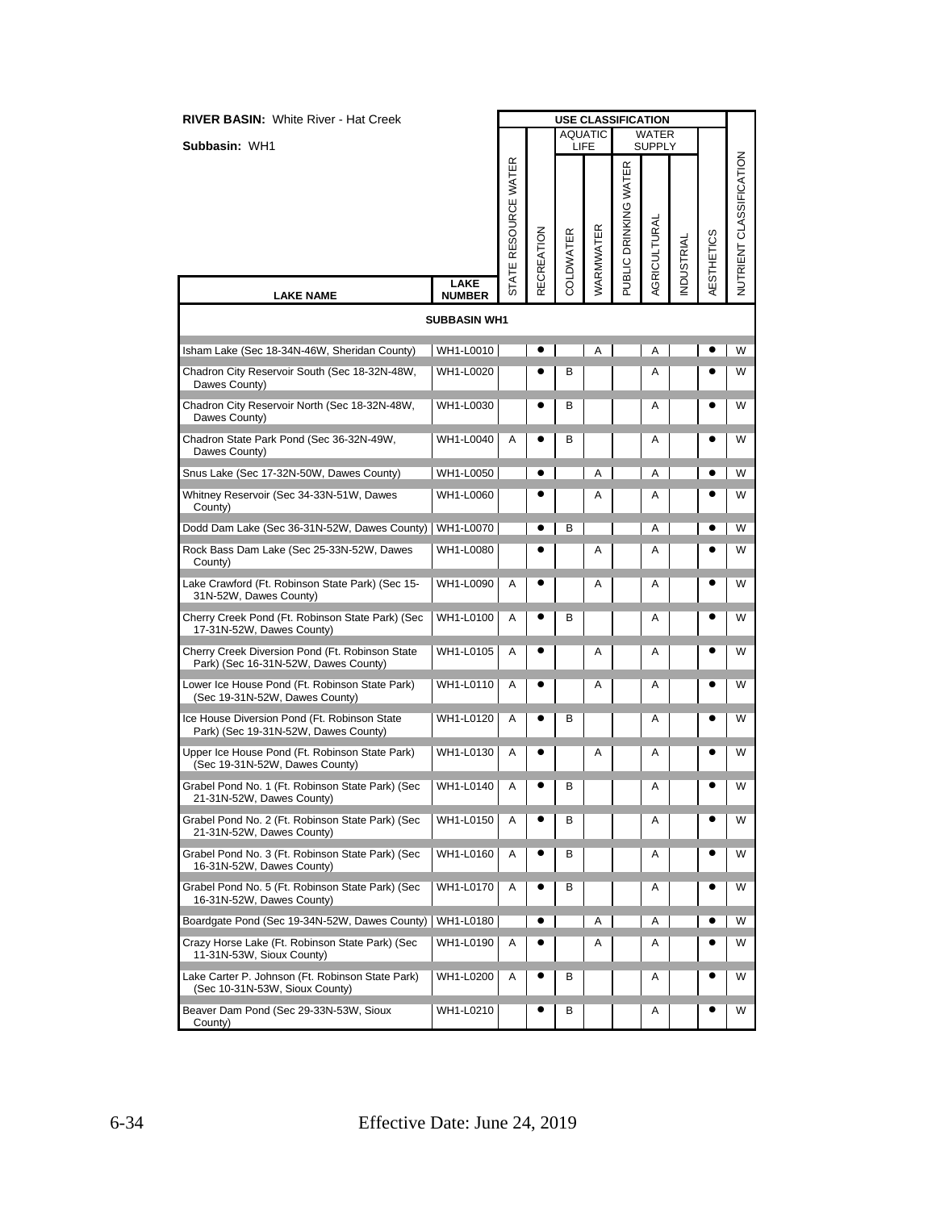**RIVER BASIN:** White River - Hat Creek

**Subbasin:** WH1

| LAKE NAME | LAKE NUMBER | USE CLASSIFICATION | | | | | | | | NUTRIENT CLASSIFICATION |
|---|---|---|---|---|---|---|---|---|---|---|
| | | | | AQUATIC LIFE | | WATER SUPPLY | | | | |
| | | STATE RESOURCE WATER | RECREATION | COLDWATER | WARMWATER | PUBLIC DRINKING WATER | AGRICULTURAL | INDUSTRIAL | AESTHETICS | |
| **SUBBASIN WH1** | | | | | | | | | | |
| Isham Lake (Sec 18-34N-46W, Sheridan County) | WH1-L0010 | | ● | | A | | A | | ● | W |
| Chadron City Reservoir South (Sec 18-32N-48W, Dawes County) | WH1-L0020 | | ● | B | | | A | | ● | W |
| Chadron City Reservoir North (Sec 18-32N-48W, Dawes County) | WH1-L0030 | | ● | B | | | A | | ● | W |
| Chadron State Park Pond (Sec 36-32N-49W, Dawes County) | WH1-L0040 | A | ● | B | | | A | | ● | W |
| Snus Lake (Sec 17-32N-50W, Dawes County) | WH1-L0050 | | ● | | A | | A | | ● | W |
| Whitney Reservoir (Sec 34-33N-51W, Dawes County) | WH1-L0060 | | ● | | A | | A | | ● | W |
| Dodd Dam Lake (Sec 36-31N-52W, Dawes County) | WH1-L0070 | | ● | B | | | A | | ● | W |
| Rock Bass Dam Lake (Sec 25-33N-52W, Dawes County) | WH1-L0080 | | ● | | A | | A | | ● | W |
| Lake Crawford (Ft. Robinson State Park) (Sec 15-31N-52W, Dawes County) | WH1-L0090 | A | ● | | A | | A | | ● | W |
| Cherry Creek Pond (Ft. Robinson State Park) (Sec 17-31N-52W, Dawes County) | WH1-L0100 | A | ● | B | | | A | | ● | W |
| Cherry Creek Diversion Pond (Ft. Robinson State Park) (Sec 16-31N-52W, Dawes County) | WH1-L0105 | A | ● | | A | | A | | ● | W |
| Lower Ice House Pond (Ft. Robinson State Park) (Sec 19-31N-52W, Dawes County) | WH1-L0110 | A | ● | | A | | A | | ● | W |
| Ice House Diversion Pond (Ft. Robinson State Park) (Sec 19-31N-52W, Dawes County) | WH1-L0120 | A | ● | B | | | A | | ● | W |
| Upper Ice House Pond (Ft. Robinson State Park) (Sec 19-31N-52W, Dawes County) | WH1-L0130 | A | ● | | A | | A | | ● | W |
| Grabel Pond No. 1 (Ft. Robinson State Park) (Sec 21-31N-52W, Dawes County) | WH1-L0140 | A | ● | B | | | A | | ● | W |
| Grabel Pond No. 2 (Ft. Robinson State Park) (Sec 21-31N-52W, Dawes County) | WH1-L0150 | A | ● | B | | | A | | ● | W |
| Grabel Pond No. 3 (Ft. Robinson State Park) (Sec 16-31N-52W, Dawes County) | WH1-L0160 | A | ● | B | | | A | | ● | W |
| Grabel Pond No. 5 (Ft. Robinson State Park) (Sec 16-31N-52W, Dawes County) | WH1-L0170 | A | ● | B | | | A | | ● | W |
| Boardgate Pond (Sec 19-34N-52W, Dawes County) | WH1-L0180 | | ● | | A | | A | | ● | W |
| Crazy Horse Lake (Ft. Robinson State Park) (Sec 11-31N-53W, Sioux County) | WH1-L0190 | A | ● | | A | | A | | ● | W |
| Lake Carter P. Johnson (Ft. Robinson State Park) (Sec 10-31N-53W, Sioux County) | WH1-L0200 | A | ● | B | | | A | | ● | W |
| Beaver Dam Pond (Sec 29-33N-53W, Sioux County) | WH1-L0210 | | ● | B | | | A | | ● | W |

Effective Date: June 24, 2019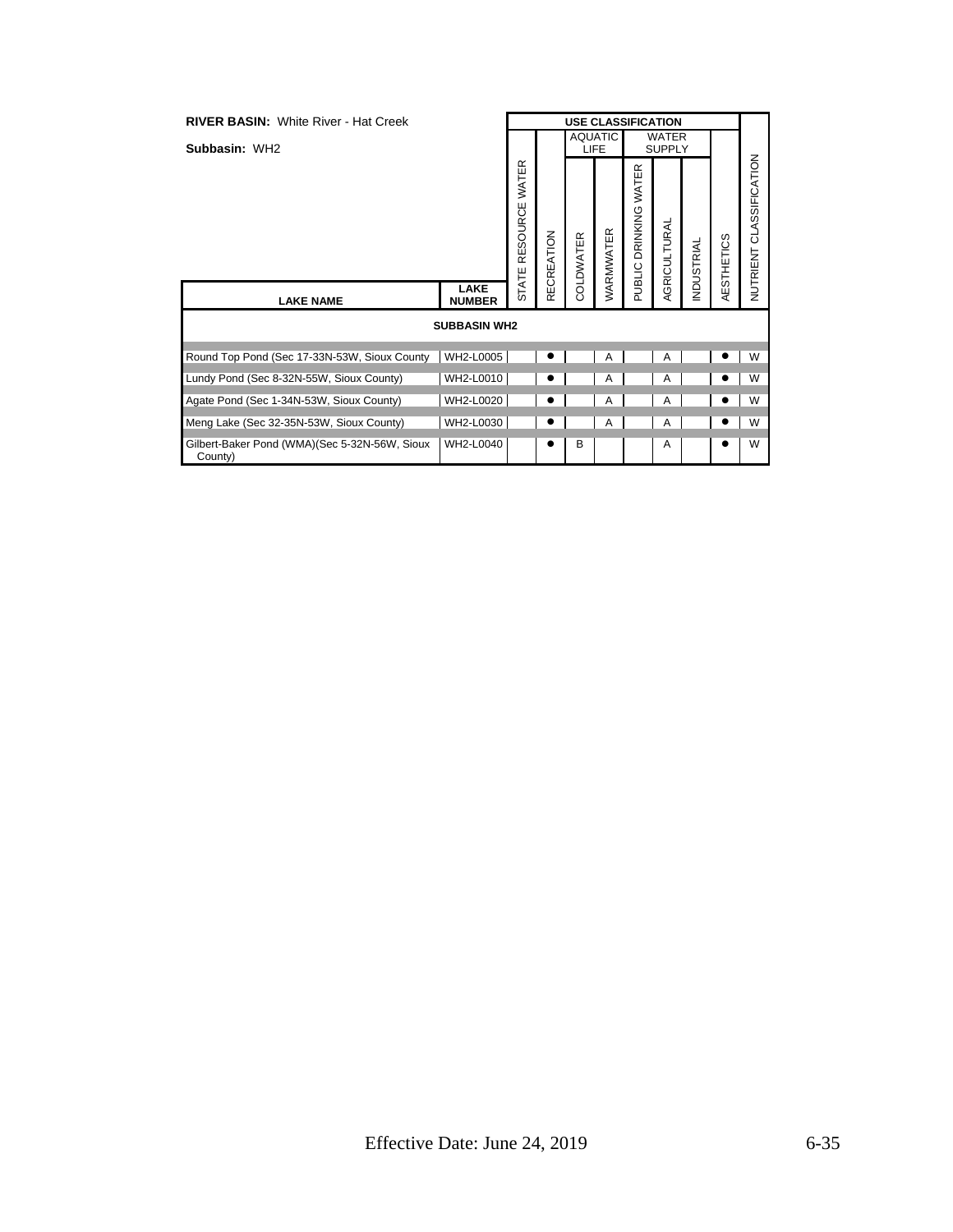**RIVER BASIN:** White River - Hat Creek

**Subbasin:** WH2

| LAKE NAME | LAKE NUMBER | STATE RESOURCE WATER | RECREATION | AQUATIC LIFE: COLDWATER | AQUATIC LIFE: WARMWATER | WATER SUPPLY: PUBLIC DRINKING WATER | WATER SUPPLY: AGRICULTURAL | WATER SUPPLY: INDUSTRIAL | AESTHETICS | NUTRIENT CLASSIFICATION |
|---|---|---|---|---|---|---|---|---|---|---|
| **SUBBASIN WH2** | | | | | | | | | | |
| Round Top Pond (Sec 17-33N-53W, Sioux County | WH2-L0005 | | ● | | A | | A | | ● | W |
| Lundy Pond (Sec 8-32N-55W, Sioux County) | WH2-L0010 | | ● | | A | | A | | ● | W |
| Agate Pond (Sec 1-34N-53W, Sioux County) | WH2-L0020 | | ● | | A | | A | | ● | W |
| Meng Lake (Sec 32-35N-53W, Sioux County) | WH2-L0030 | | ● | | A | | A | | ● | W |
| Gilbert-Baker Pond (WMA)(Sec 5-32N-56W, Sioux County) | WH2-L0040 | | ● | B | | | A | | ● | W |

Effective Date: June 24, 2019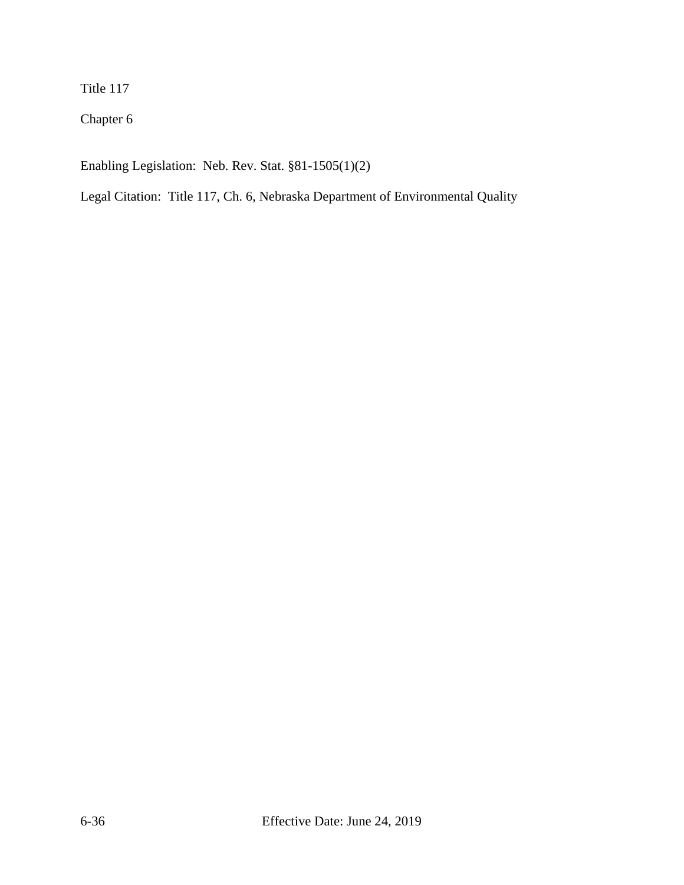Title 117

Chapter 6

Enabling Legislation: Neb. Rev. Stat. §81-1505(1)(2)

Legal Citation: Title 117, Ch. 6, Nebraska Department of Environmental Quality